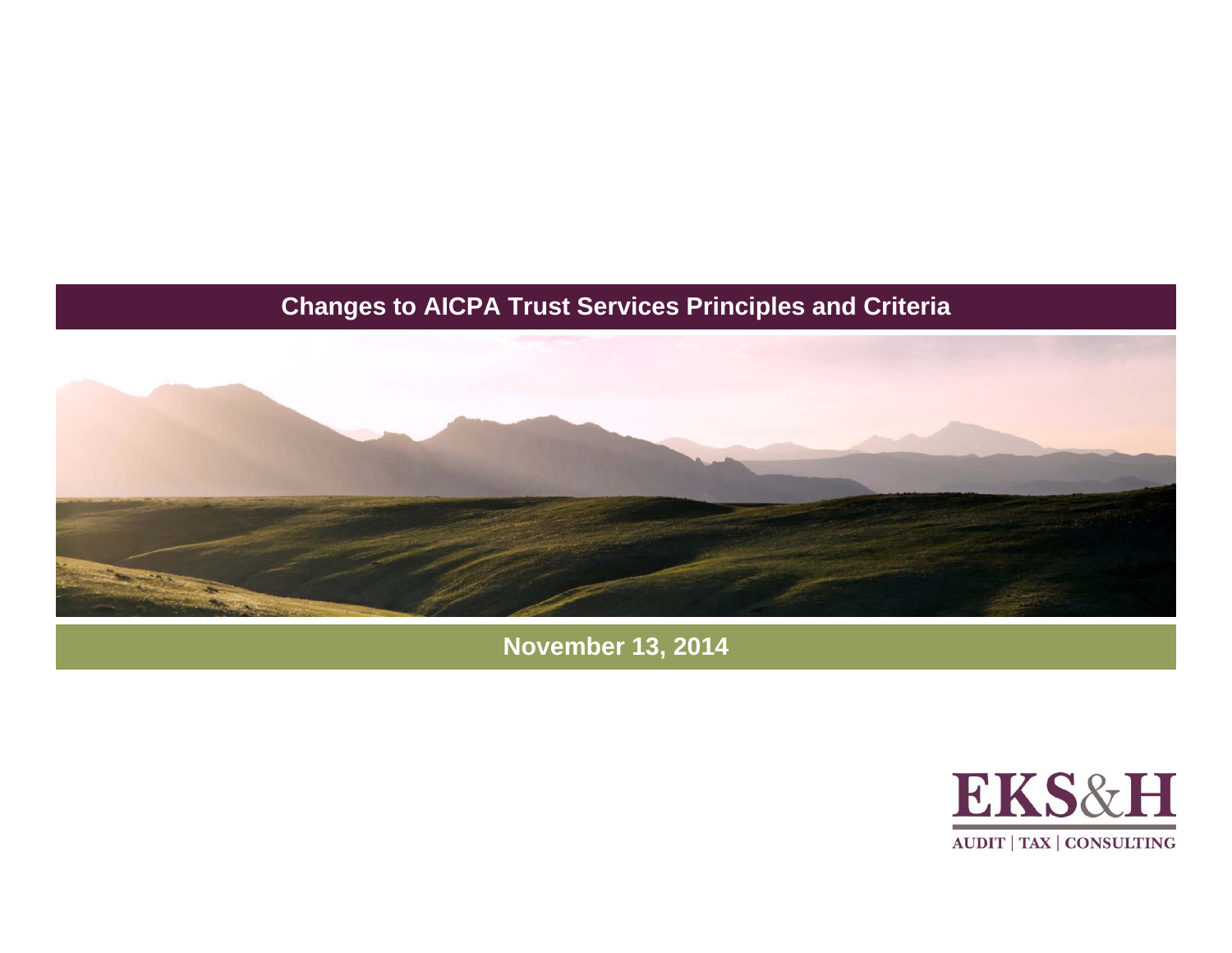# Changes to AICPA Trust Services Principles and Criteria

**November 13, 2014**

EKS&H

AUDIT | TAX | CONSULTING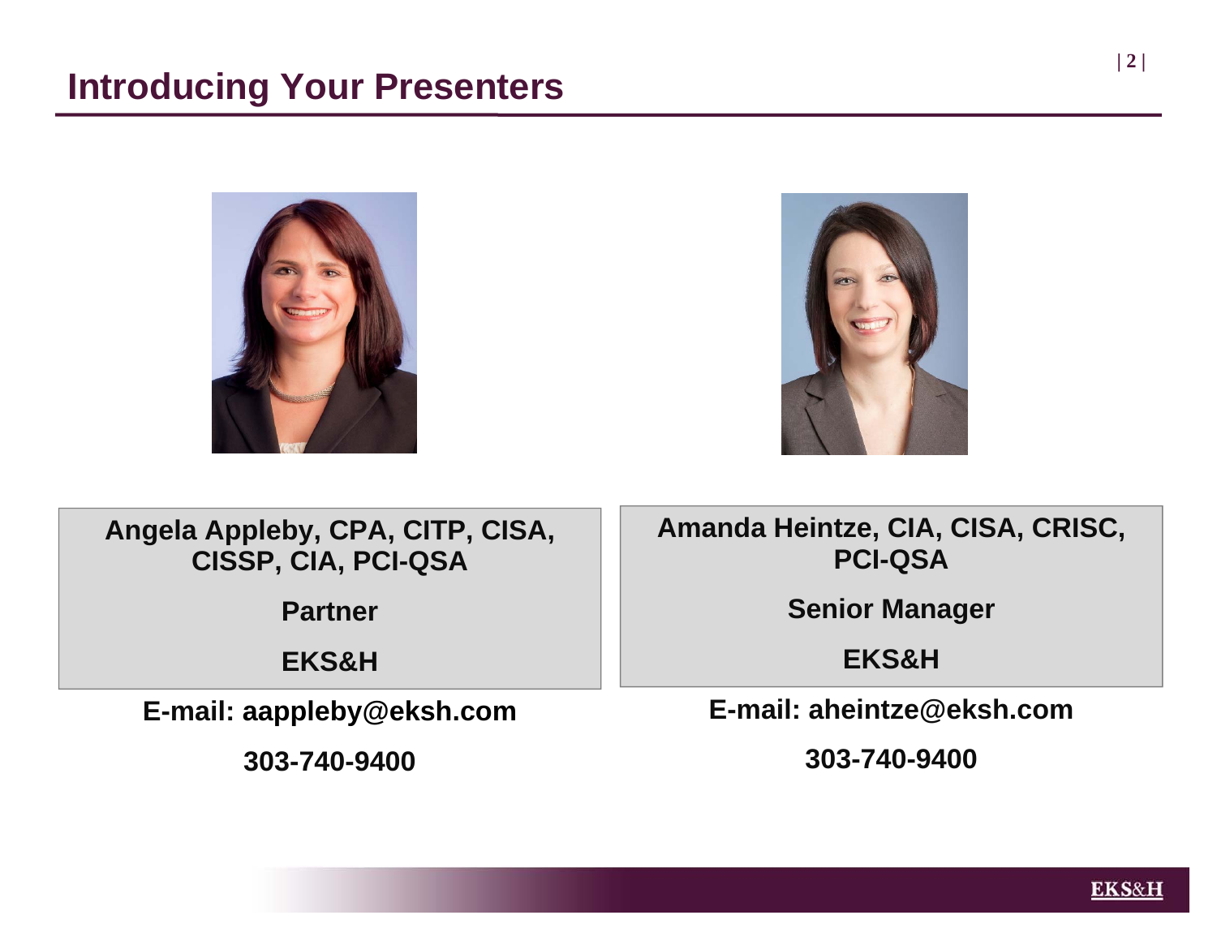# Introducing Your Presenters

**Angela Appleby, CPA, CITP, CISA, CISSP, CIA, PCI-QSA**

**Partner**

**EKS&H**

**E-mail: aappleby@eksh.com**

**303-740-9400**

**Amanda Heintze, CIA, CISA, CRISC, PCI-QSA**

**Senior Manager**

**EKS&H**

**E-mail: aheintze@eksh.com**

**303-740-9400**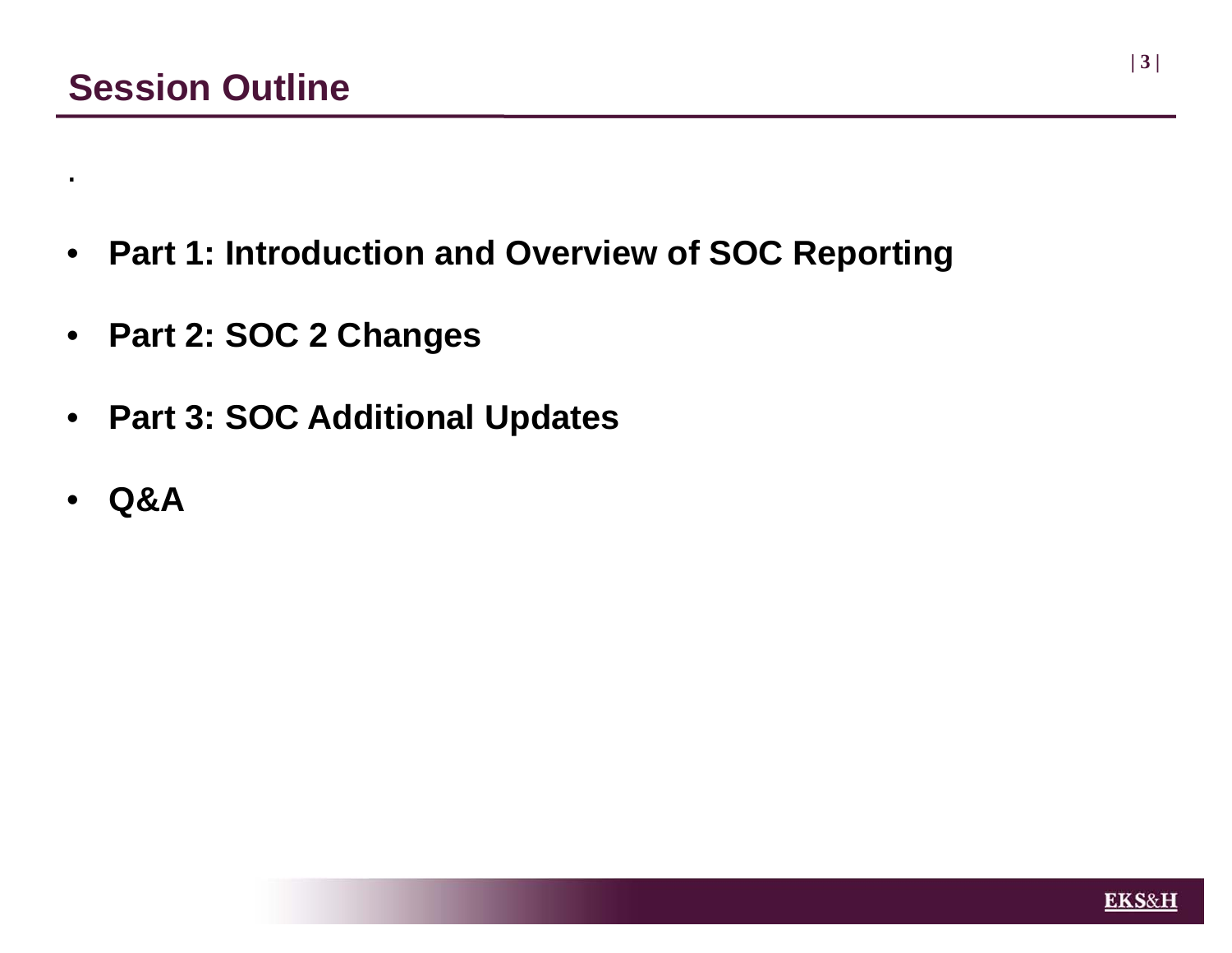# Session Outline

.

- **Part 1: Introduction and Overview of SOC Reporting**
- **Part 2: SOC 2 Changes**
- **Part 3: SOC Additional Updates**
- **Q&A**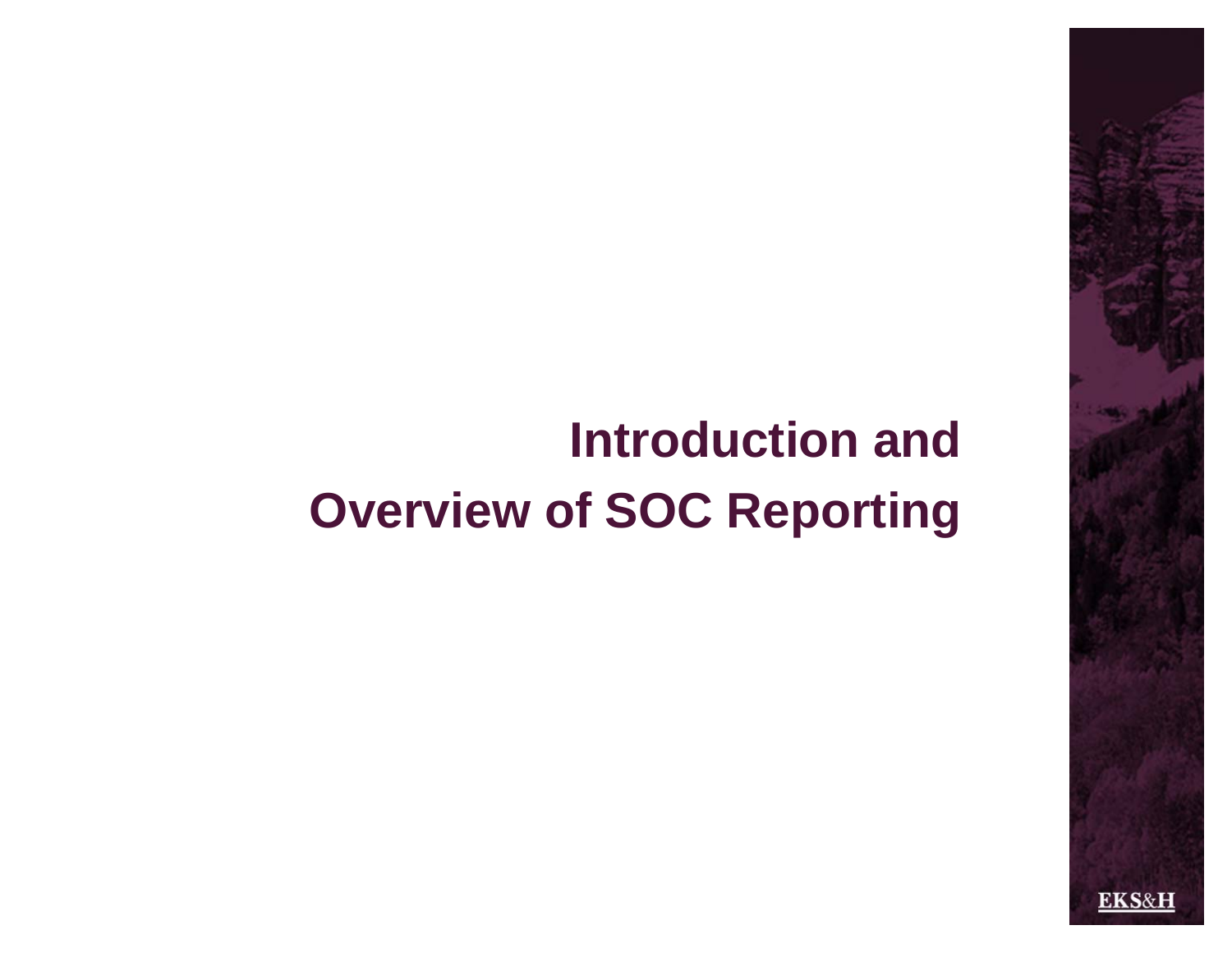# Introduction and Overview of SOC Reporting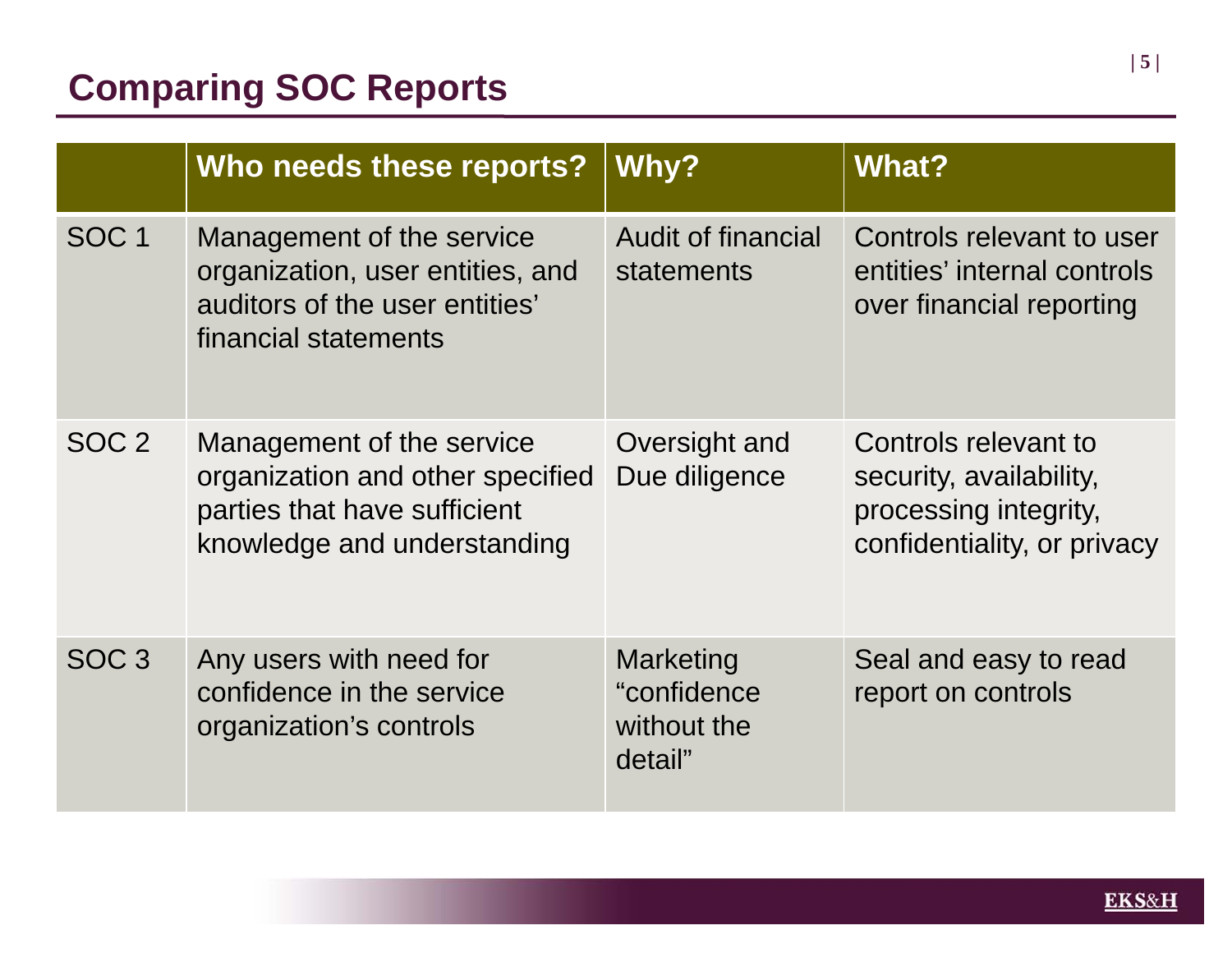# Comparing SOC Reports

| | Who needs these reports? | Why? | What? |
|---|---|---|---|
| SOC 1 | Management of the service organization, user entities, and auditors of the user entities' financial statements | Audit of financial statements | Controls relevant to user entities' internal controls over financial reporting |
| SOC 2 | Management of the service organization and other specified parties that have sufficient knowledge and understanding | Oversight and Due diligence | Controls relevant to security, availability, processing integrity, confidentiality, or privacy |
| SOC 3 | Any users with need for confidence in the service organization's controls | Marketing "confidence without the detail" | Seal and easy to read report on controls |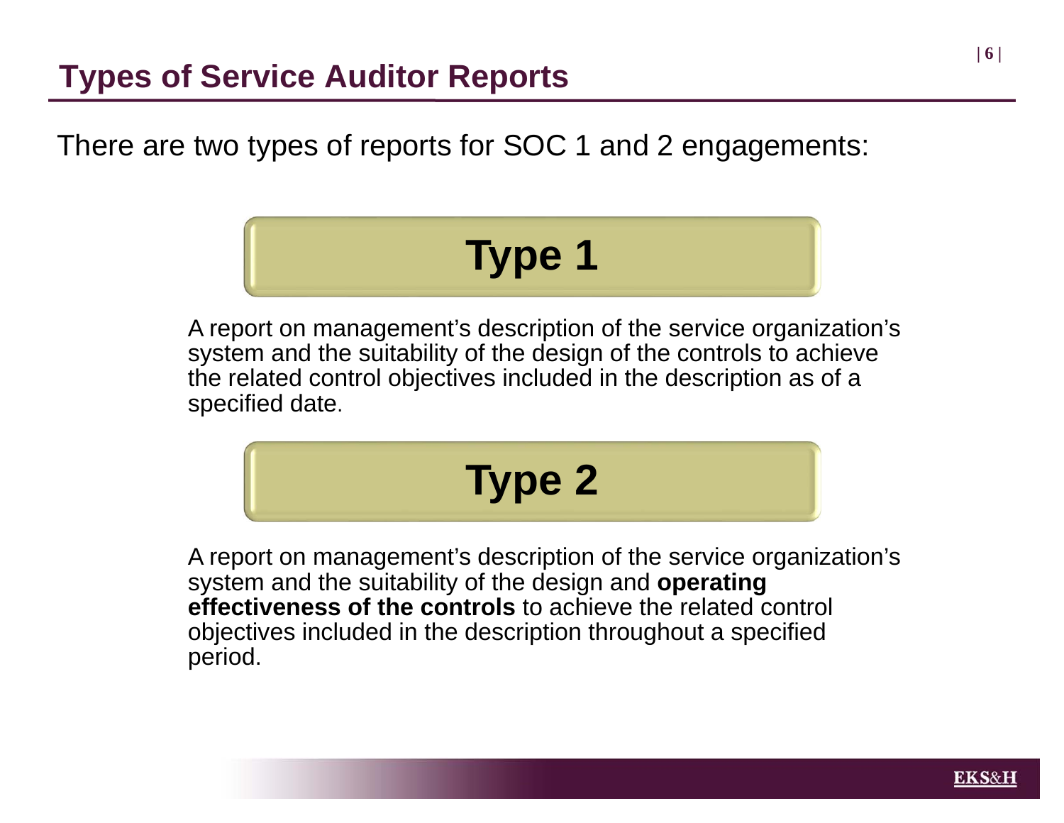# Types of Service Auditor Reports

There are two types of reports for SOC 1 and 2 engagements:

## Type 1

A report on management's description of the service organization's system and the suitability of the design of the controls to achieve the related control objectives included in the description as of a specified date.

## Type 2

A report on management's description of the service organization's system and the suitability of the design and **operating effectiveness of the controls** to achieve the related control objectives included in the description throughout a specified period.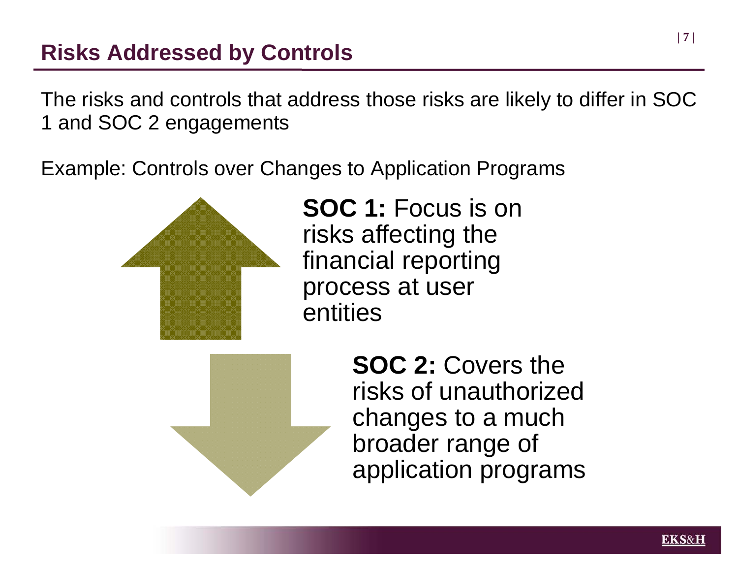# Risks Addressed by Controls

The risks and controls that address those risks are likely to differ in SOC 1 and SOC 2 engagements

Example: Controls over Changes to Application Programs

**SOC 1:** Focus is on risks affecting the financial reporting process at user entities

**SOC 2:** Covers the risks of unauthorized changes to a much broader range of application programs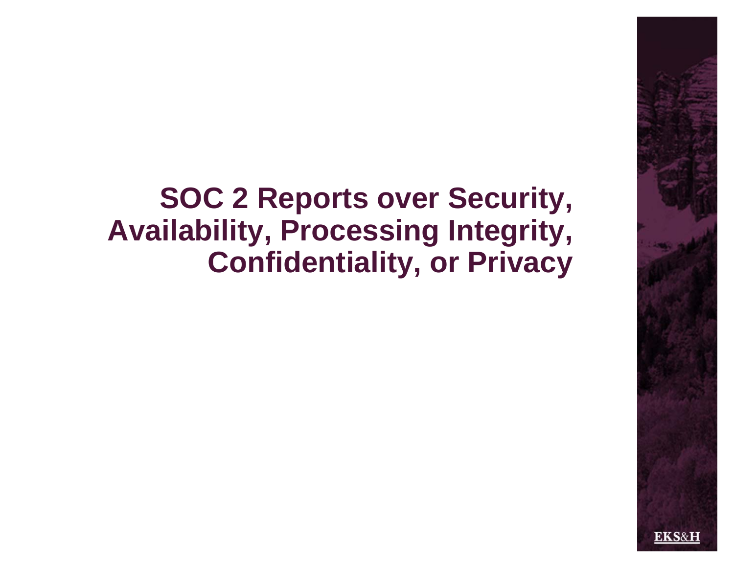# SOC 2 Reports over Security, Availability, Processing Integrity, Confidentiality, or Privacy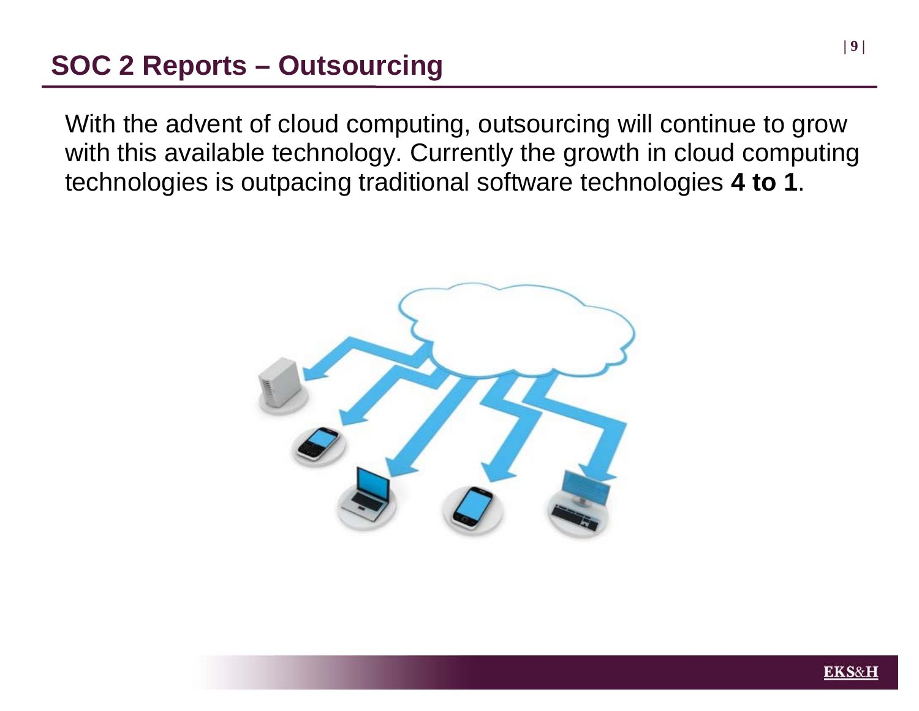## SOC 2 Reports – Outsourcing

With the advent of cloud computing, outsourcing will continue to grow with this available technology. Currently the growth in cloud computing technologies is outpacing traditional software technologies **4 to 1**.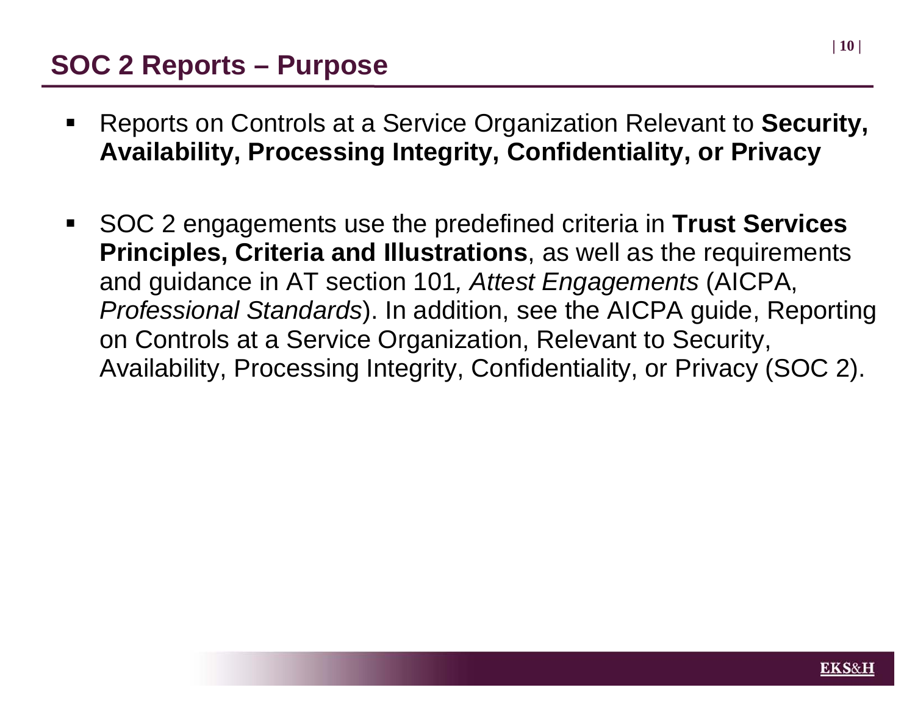## SOC 2 Reports – Purpose

- Reports on Controls at a Service Organization Relevant to **Security, Availability, Processing Integrity, Confidentiality, or Privacy**

- SOC 2 engagements use the predefined criteria in **Trust Services Principles, Criteria and Illustrations**, as well as the requirements and guidance in AT section 101*, Attest Engagements* (AICPA, *Professional Standards*). In addition, see the AICPA guide, Reporting on Controls at a Service Organization, Relevant to Security, Availability, Processing Integrity, Confidentiality, or Privacy (SOC 2).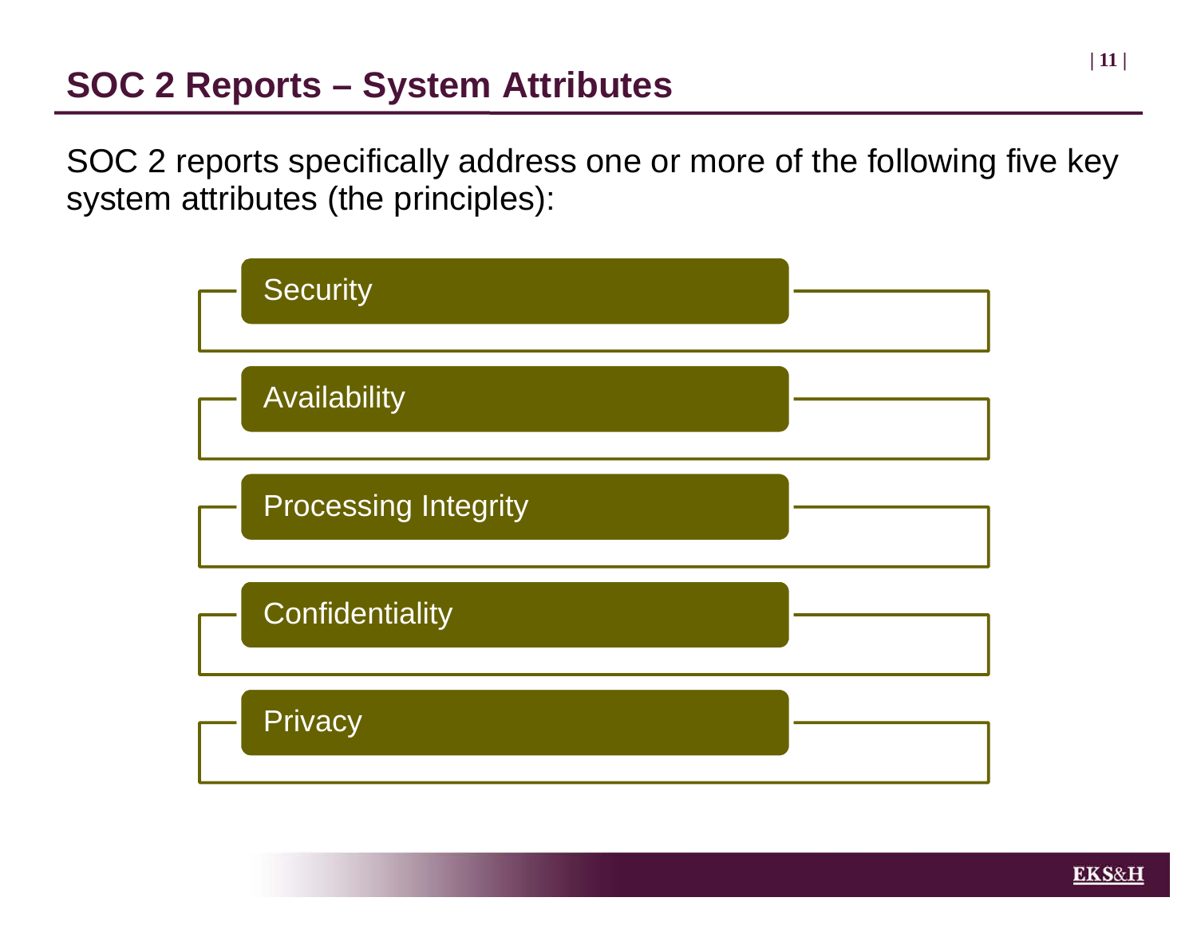# SOC 2 Reports – System Attributes

SOC 2 reports specifically address one or more of the following five key system attributes (the principles):

- Security
- Availability
- Processing Integrity
- Confidentiality
- Privacy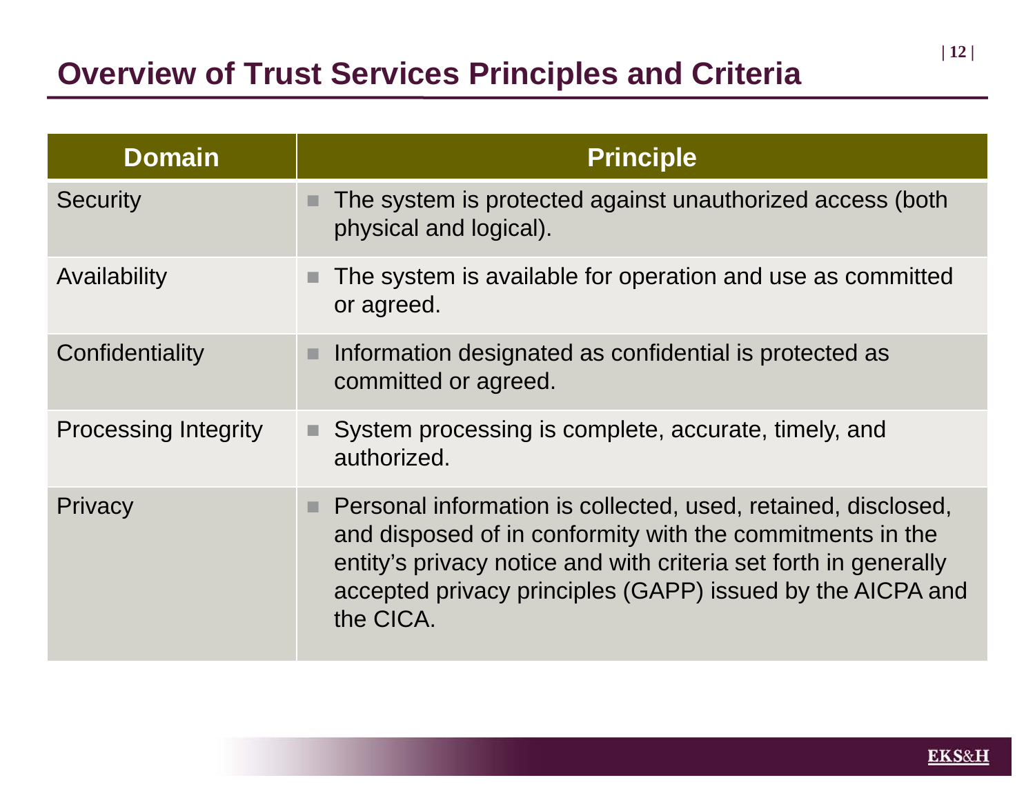# Overview of Trust Services Principles and Criteria

| Domain | Principle |
|---|---|
| Security | The system is protected against unauthorized access (both physical and logical). |
| Availability | The system is available for operation and use as committed or agreed. |
| Confidentiality | Information designated as confidential is protected as committed or agreed. |
| Processing Integrity | System processing is complete, accurate, timely, and authorized. |
| Privacy | Personal information is collected, used, retained, disclosed, and disposed of in conformity with the commitments in the entity's privacy notice and with criteria set forth in generally accepted privacy principles (GAPP) issued by the AICPA and the CICA. |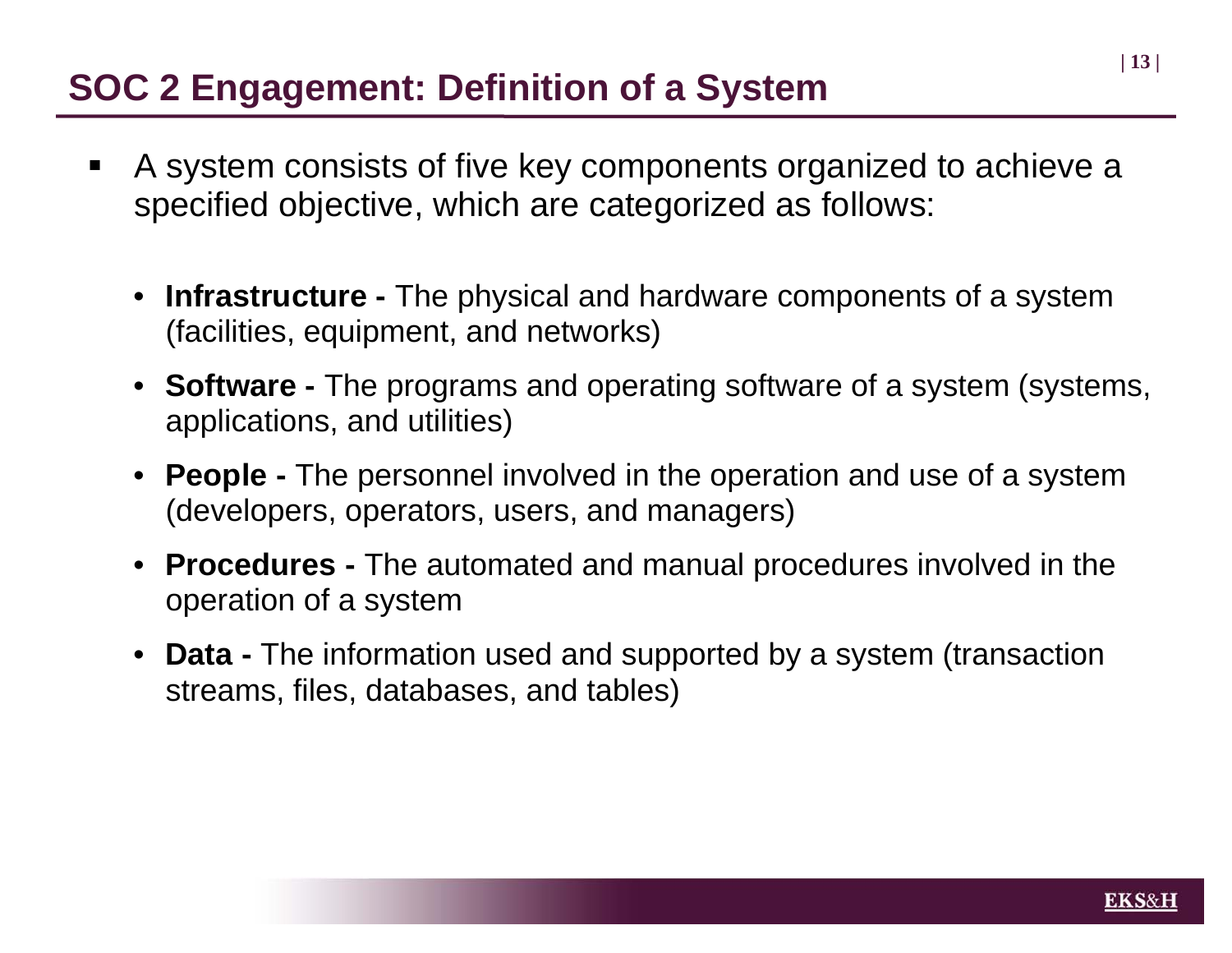# SOC 2 Engagement: Definition of a System

- A system consists of five key components organized to achieve a specified objective, which are categorized as follows:

  - **Infrastructure -** The physical and hardware components of a system (facilities, equipment, and networks)
  - **Software -** The programs and operating software of a system (systems, applications, and utilities)
  - **People -** The personnel involved in the operation and use of a system (developers, operators, users, and managers)
  - **Procedures -** The automated and manual procedures involved in the operation of a system
  - **Data -** The information used and supported by a system (transaction streams, files, databases, and tables)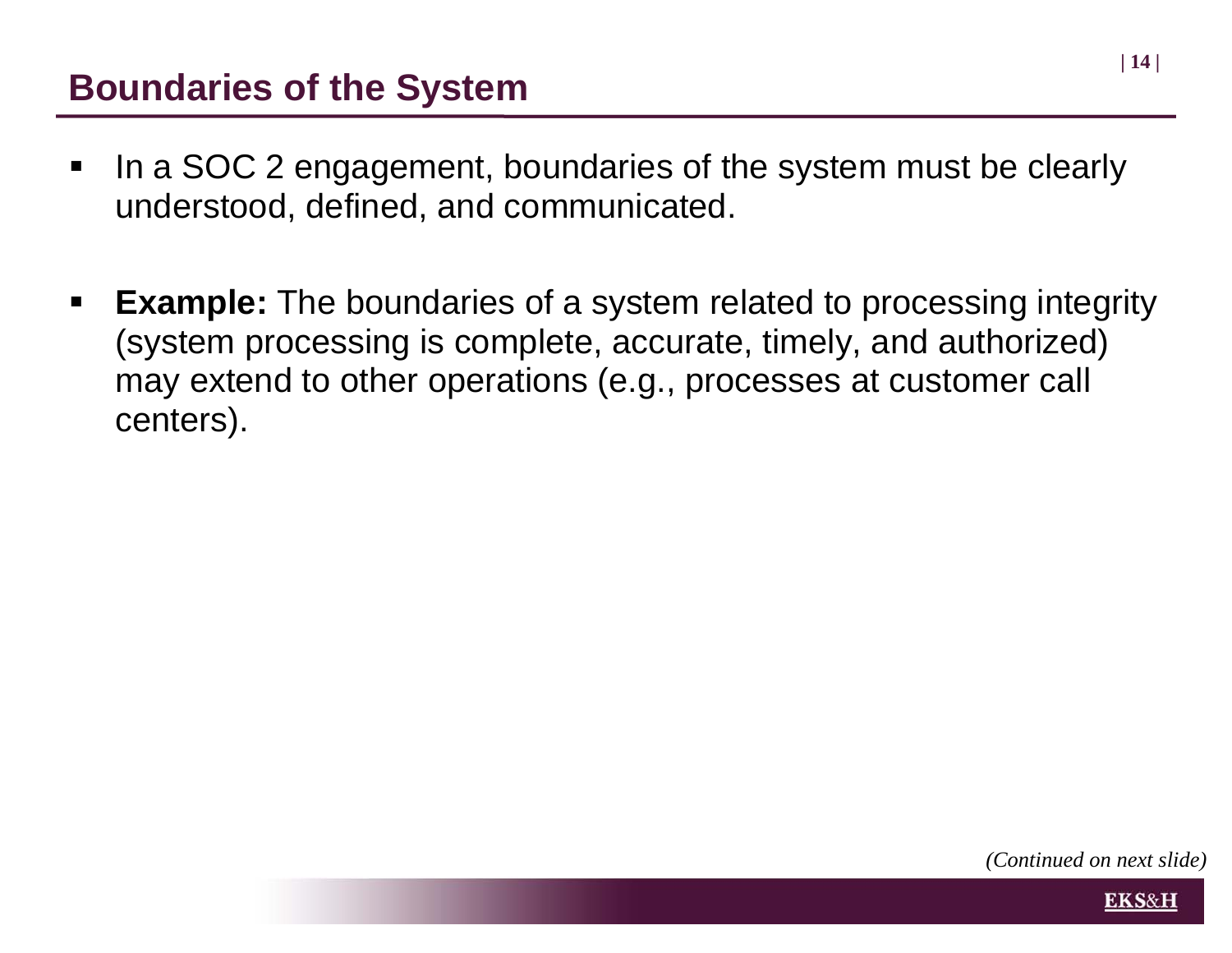## Boundaries of the System

- In a SOC 2 engagement, boundaries of the system must be clearly understood, defined, and communicated.

- **Example:** The boundaries of a system related to processing integrity (system processing is complete, accurate, timely, and authorized) may extend to other operations (e.g., processes at customer call centers).

*(Continued on next slide)*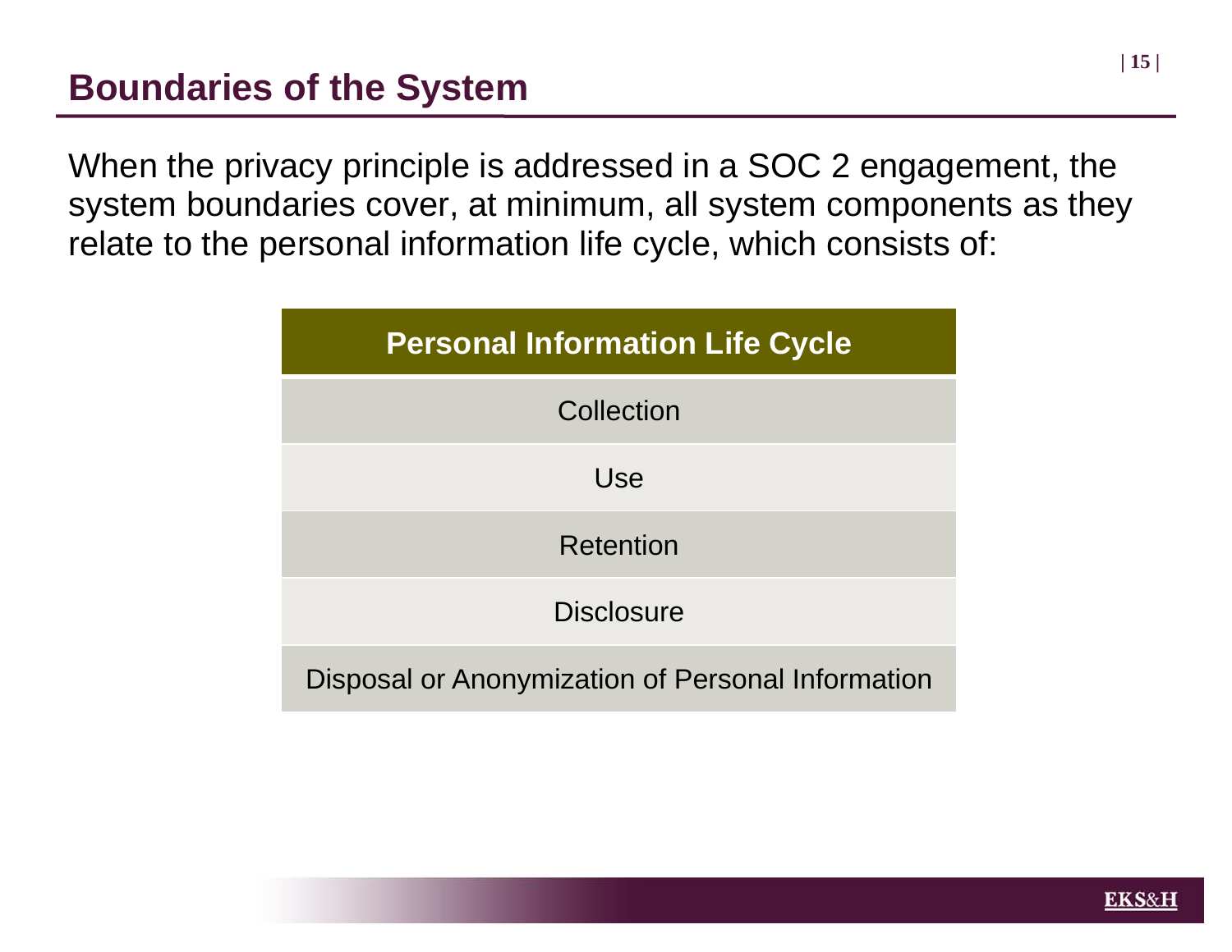## Boundaries of the System

When the privacy principle is addressed in a SOC 2 engagement, the system boundaries cover, at minimum, all system components as they relate to the personal information life cycle, which consists of:

| Personal Information Life Cycle |
| --- |
| Collection |
| Use |
| Retention |
| Disclosure |
| Disposal or Anonymization of Personal Information |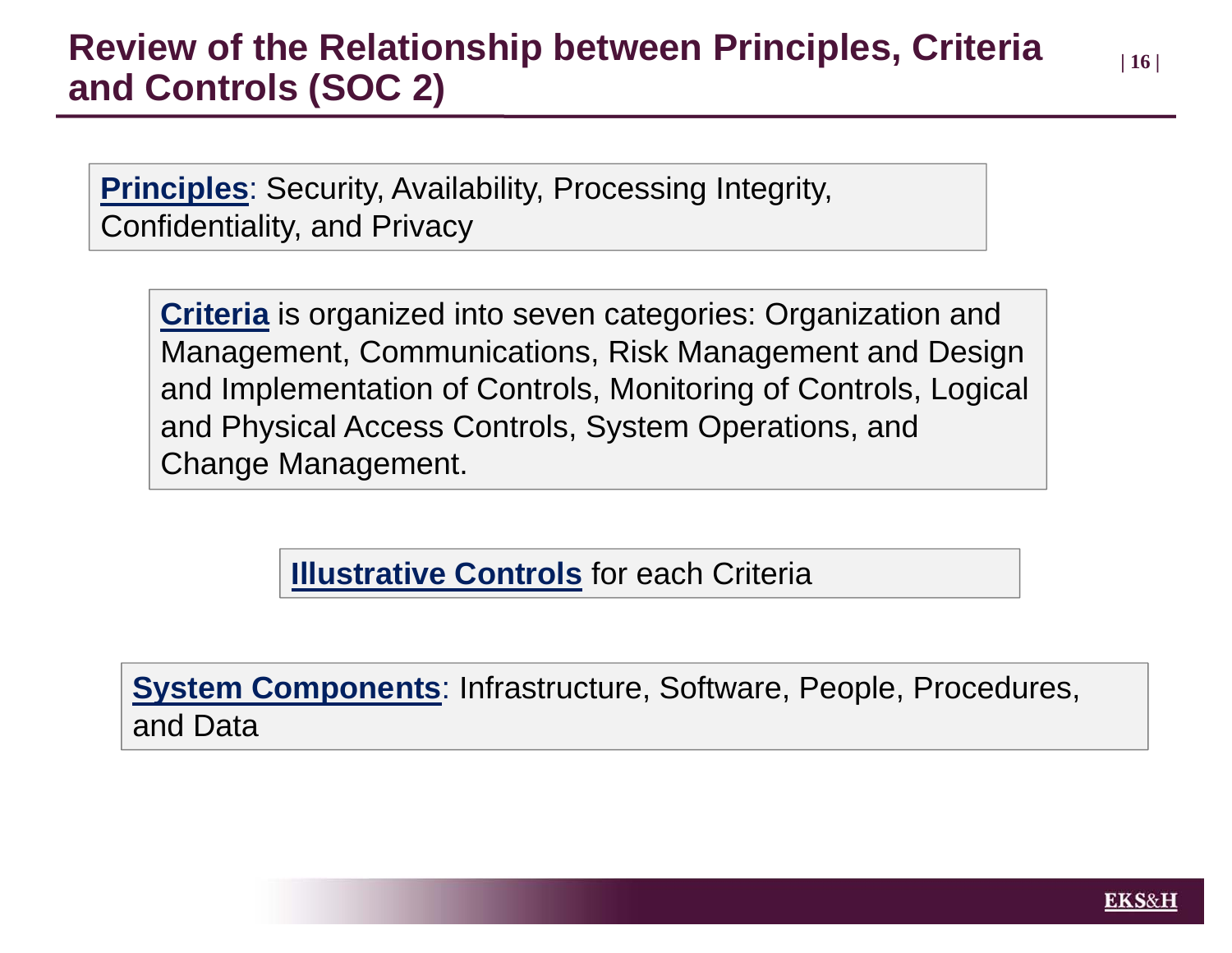# Review of the Relationship between Principles, Criteria and Controls (SOC 2)

**Principles**: Security, Availability, Processing Integrity, Confidentiality, and Privacy

**Criteria** is organized into seven categories: Organization and Management, Communications, Risk Management and Design and Implementation of Controls, Monitoring of Controls, Logical and Physical Access Controls, System Operations, and Change Management.

**Illustrative Controls** for each Criteria

**System Components**: Infrastructure, Software, People, Procedures, and Data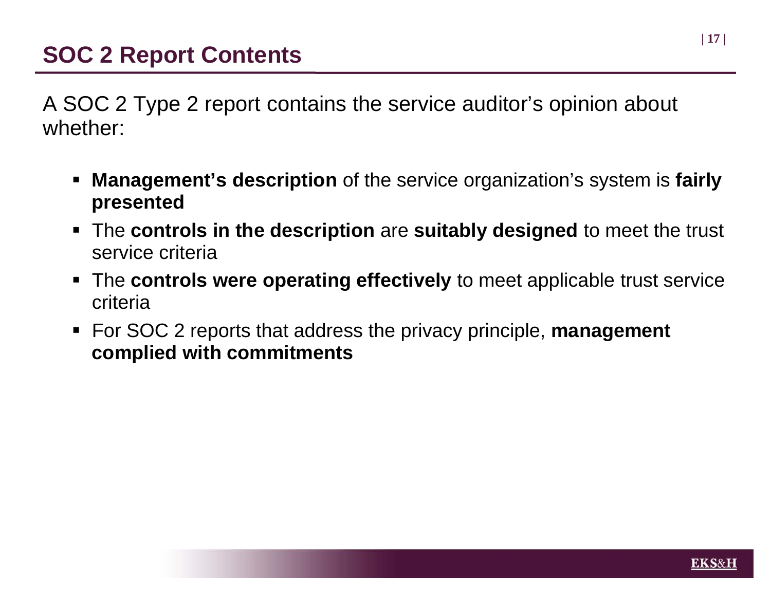# SOC 2 Report Contents

A SOC 2 Type 2 report contains the service auditor's opinion about whether:

- **Management's description** of the service organization's system is **fairly presented**
- The **controls in the description** are **suitably designed** to meet the trust service criteria
- The **controls were operating effectively** to meet applicable trust service criteria
- For SOC 2 reports that address the privacy principle, **management complied with commitments**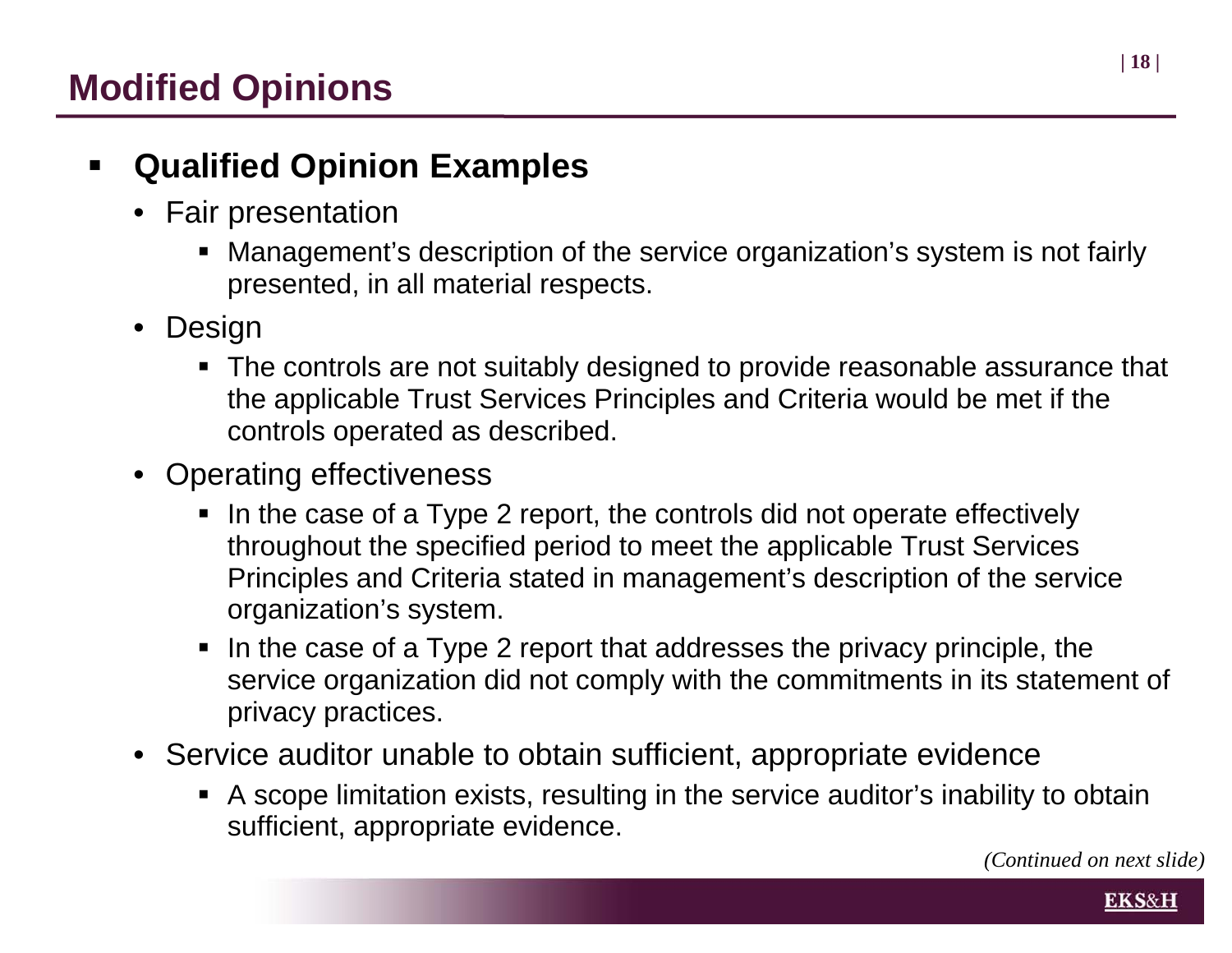# Modified Opinions

- **Qualified Opinion Examples**
  - Fair presentation
    - Management's description of the service organization's system is not fairly presented, in all material respects.
  - Design
    - The controls are not suitably designed to provide reasonable assurance that the applicable Trust Services Principles and Criteria would be met if the controls operated as described.
  - Operating effectiveness
    - In the case of a Type 2 report, the controls did not operate effectively throughout the specified period to meet the applicable Trust Services Principles and Criteria stated in management's description of the service organization's system.
    - In the case of a Type 2 report that addresses the privacy principle, the service organization did not comply with the commitments in its statement of privacy practices.
  - Service auditor unable to obtain sufficient, appropriate evidence
    - A scope limitation exists, resulting in the service auditor's inability to obtain sufficient, appropriate evidence.

*(Continued on next slide)*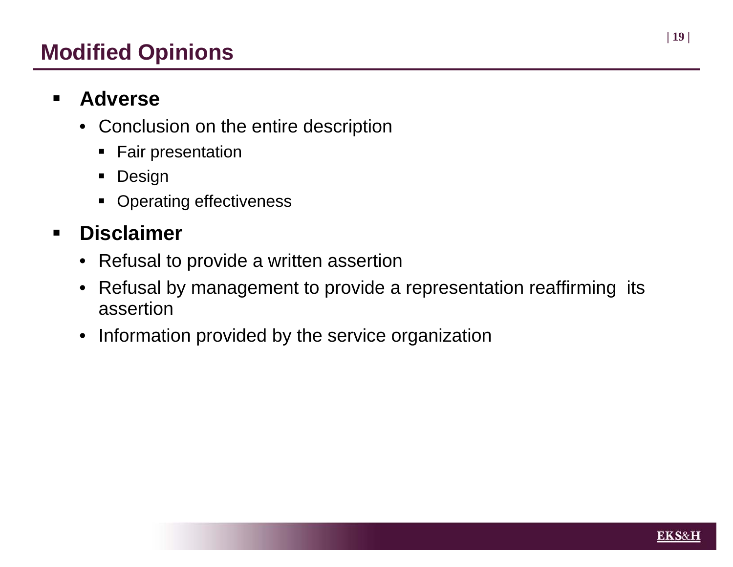# Modified Opinions

- **Adverse**
  - Conclusion on the entire description
    - Fair presentation
    - Design
    - Operating effectiveness
- **Disclaimer**
  - Refusal to provide a written assertion
  - Refusal by management to provide a representation reaffirming its assertion
  - Information provided by the service organization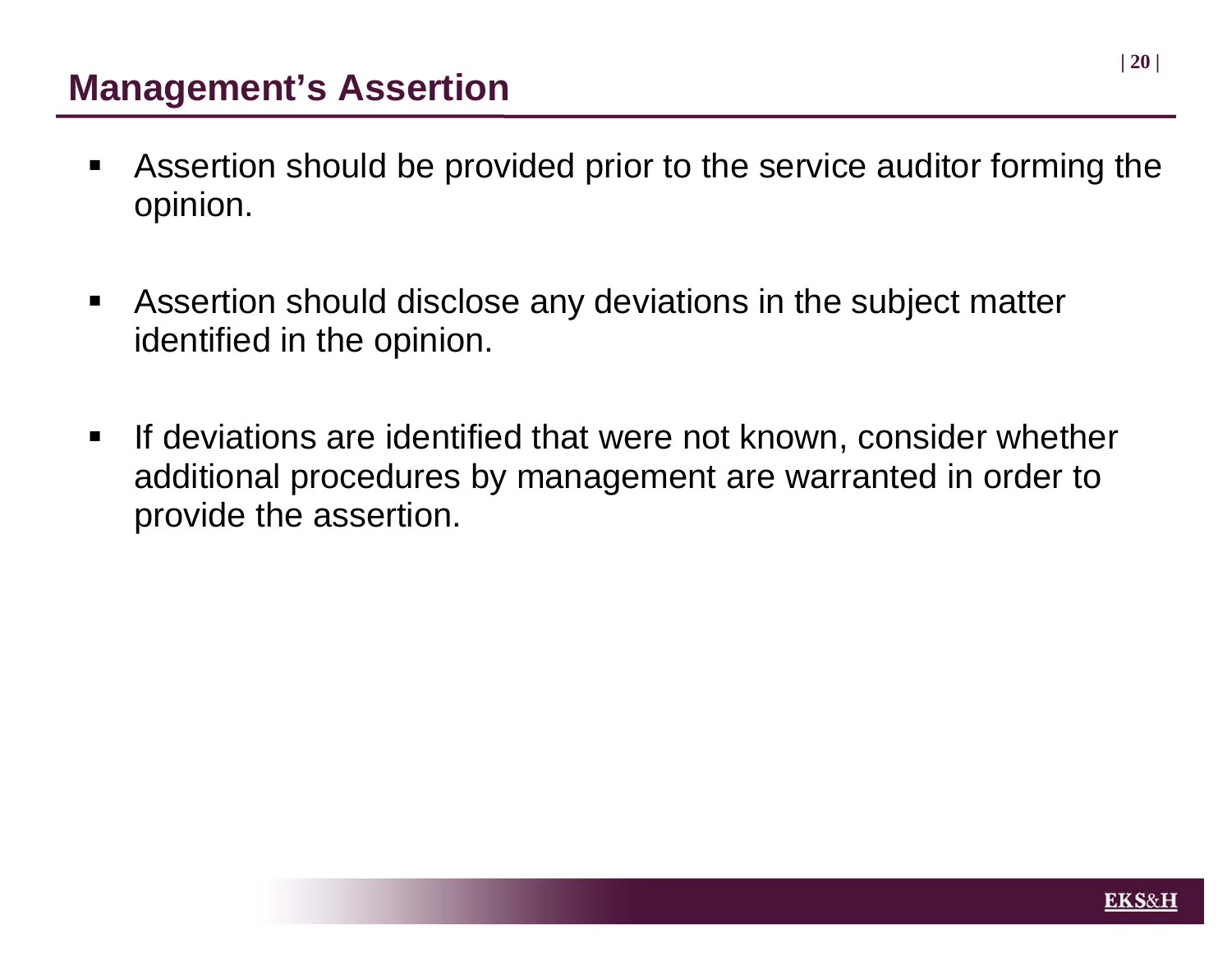## Management's Assertion

- Assertion should be provided prior to the service auditor forming the opinion.
- Assertion should disclose any deviations in the subject matter identified in the opinion.
- If deviations are identified that were not known, consider whether additional procedures by management are warranted in order to provide the assertion.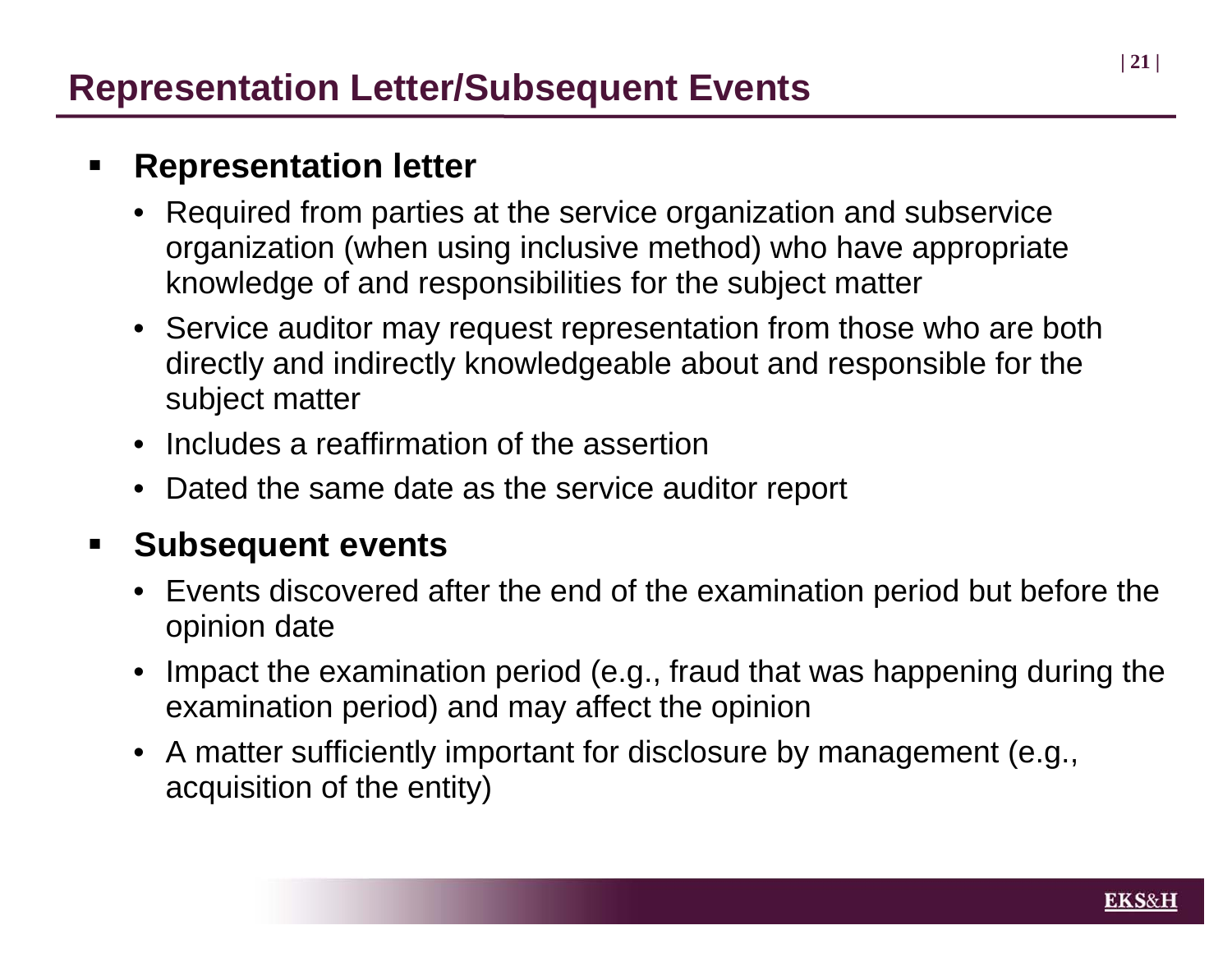# Representation Letter/Subsequent Events

- **Representation letter**
  - Required from parties at the service organization and subservice organization (when using inclusive method) who have appropriate knowledge of and responsibilities for the subject matter
  - Service auditor may request representation from those who are both directly and indirectly knowledgeable about and responsible for the subject matter
  - Includes a reaffirmation of the assertion
  - Dated the same date as the service auditor report
- **Subsequent events**
  - Events discovered after the end of the examination period but before the opinion date
  - Impact the examination period (e.g., fraud that was happening during the examination period) and may affect the opinion
  - A matter sufficiently important for disclosure by management (e.g., acquisition of the entity)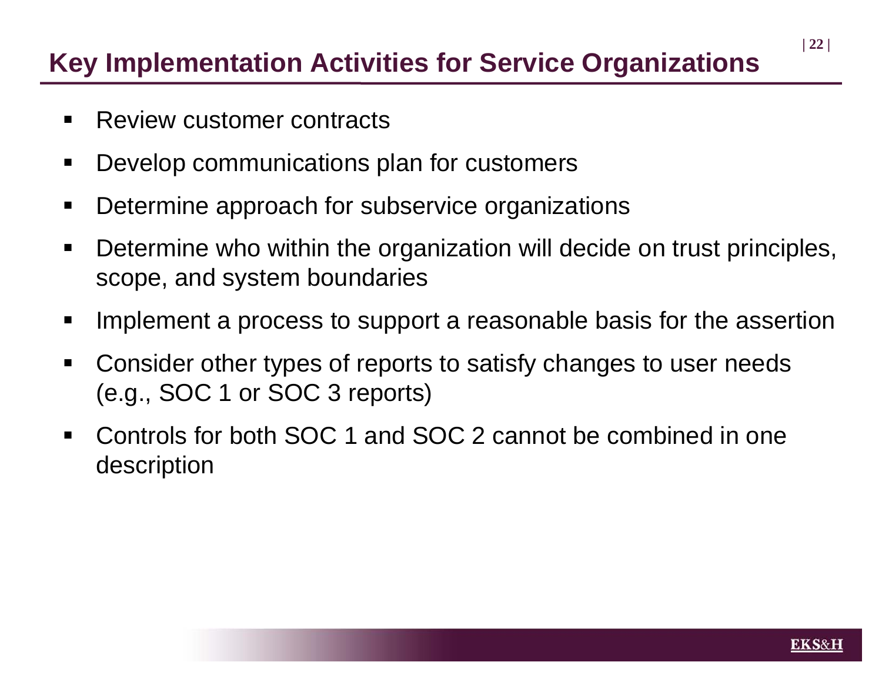# Key Implementation Activities for Service Organizations

- Review customer contracts
- Develop communications plan for customers
- Determine approach for subservice organizations
- Determine who within the organization will decide on trust principles, scope, and system boundaries
- Implement a process to support a reasonable basis for the assertion
- Consider other types of reports to satisfy changes to user needs (e.g., SOC 1 or SOC 3 reports)
- Controls for both SOC 1 and SOC 2 cannot be combined in one description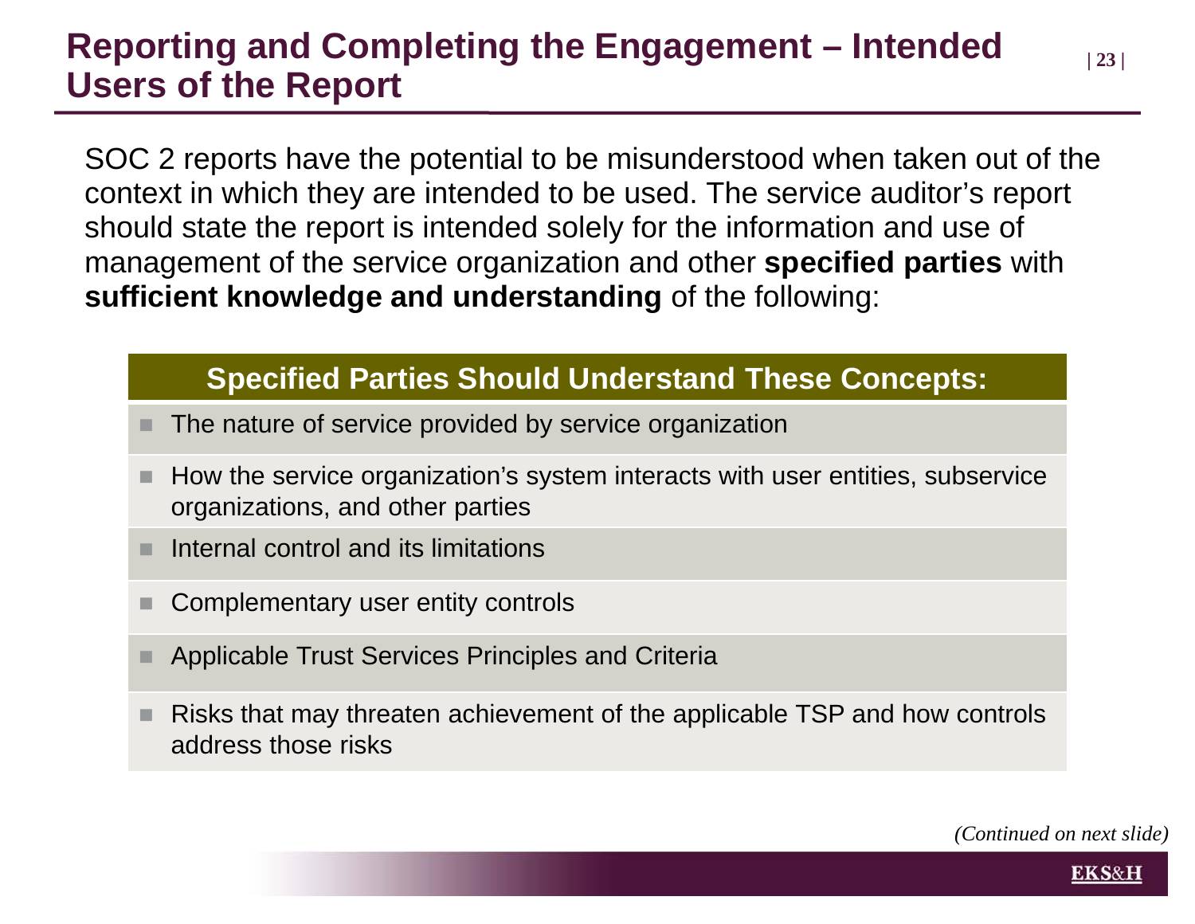# Reporting and Completing the Engagement – Intended Users of the Report

SOC 2 reports have the potential to be misunderstood when taken out of the context in which they are intended to be used. The service auditor's report should state the report is intended solely for the information and use of management of the service organization and other **specified parties** with **sufficient knowledge and understanding** of the following:

## Specified Parties Should Understand These Concepts:

- The nature of service provided by service organization
- How the service organization's system interacts with user entities, subservice organizations, and other parties
- Internal control and its limitations
- Complementary user entity controls
- Applicable Trust Services Principles and Criteria
- Risks that may threaten achievement of the applicable TSP and how controls address those risks

*(Continued on next slide)*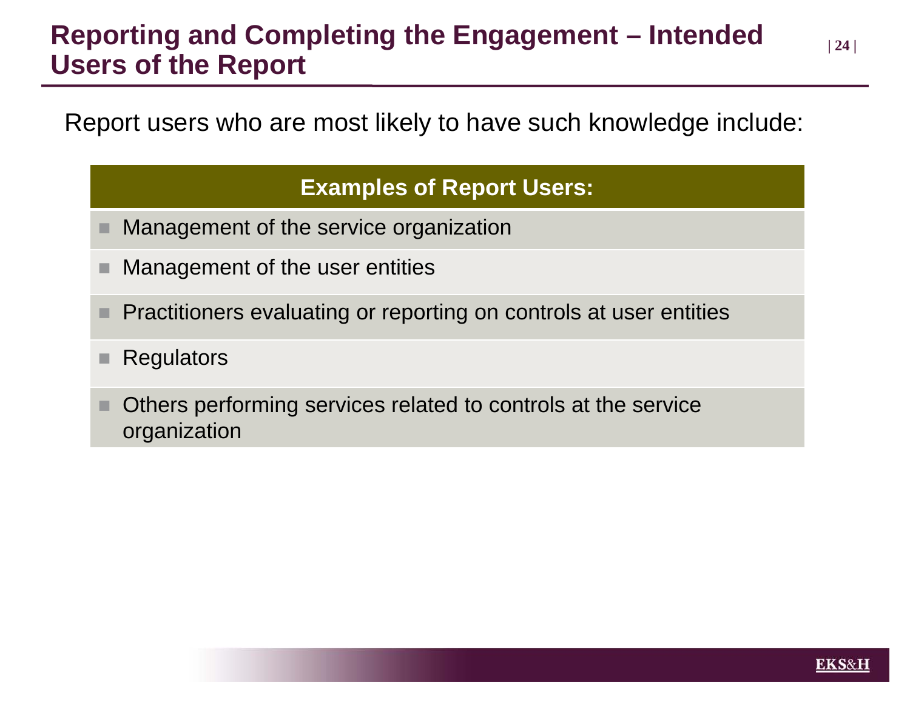# Reporting and Completing the Engagement – Intended Users of the Report

Report users who are most likely to have such knowledge include:

| Examples of Report Users: |
| --- |
| Management of the service organization |
| Management of the user entities |
| Practitioners evaluating or reporting on controls at user entities |
| Regulators |
| Others performing services related to controls at the service organization |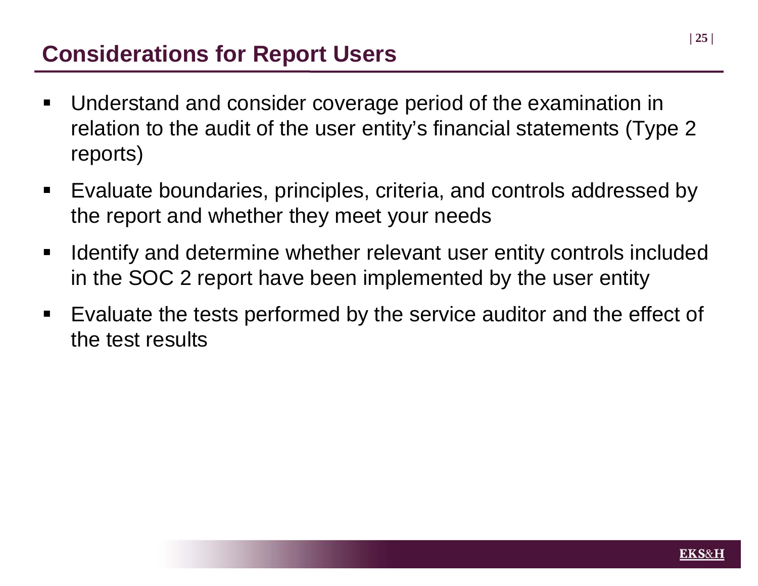# Considerations for Report Users

- Understand and consider coverage period of the examination in relation to the audit of the user entity's financial statements (Type 2 reports)
- Evaluate boundaries, principles, criteria, and controls addressed by the report and whether they meet your needs
- Identify and determine whether relevant user entity controls included in the SOC 2 report have been implemented by the user entity
- Evaluate the tests performed by the service auditor and the effect of the test results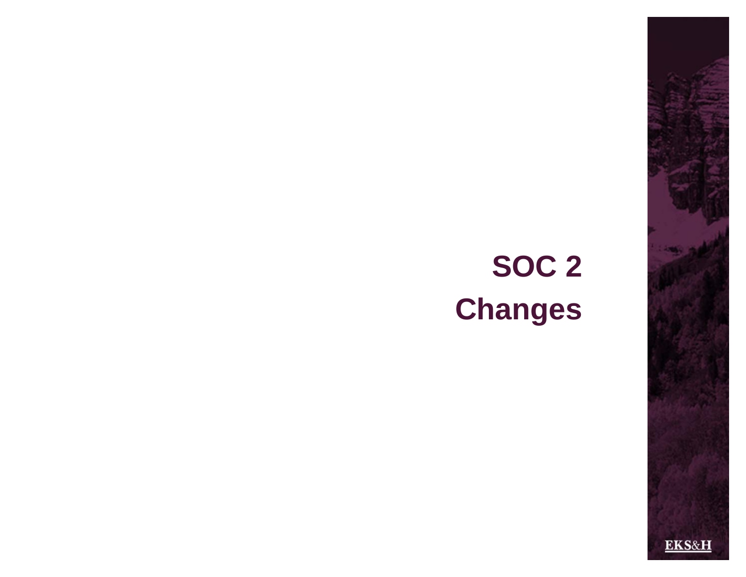# SOC 2 Changes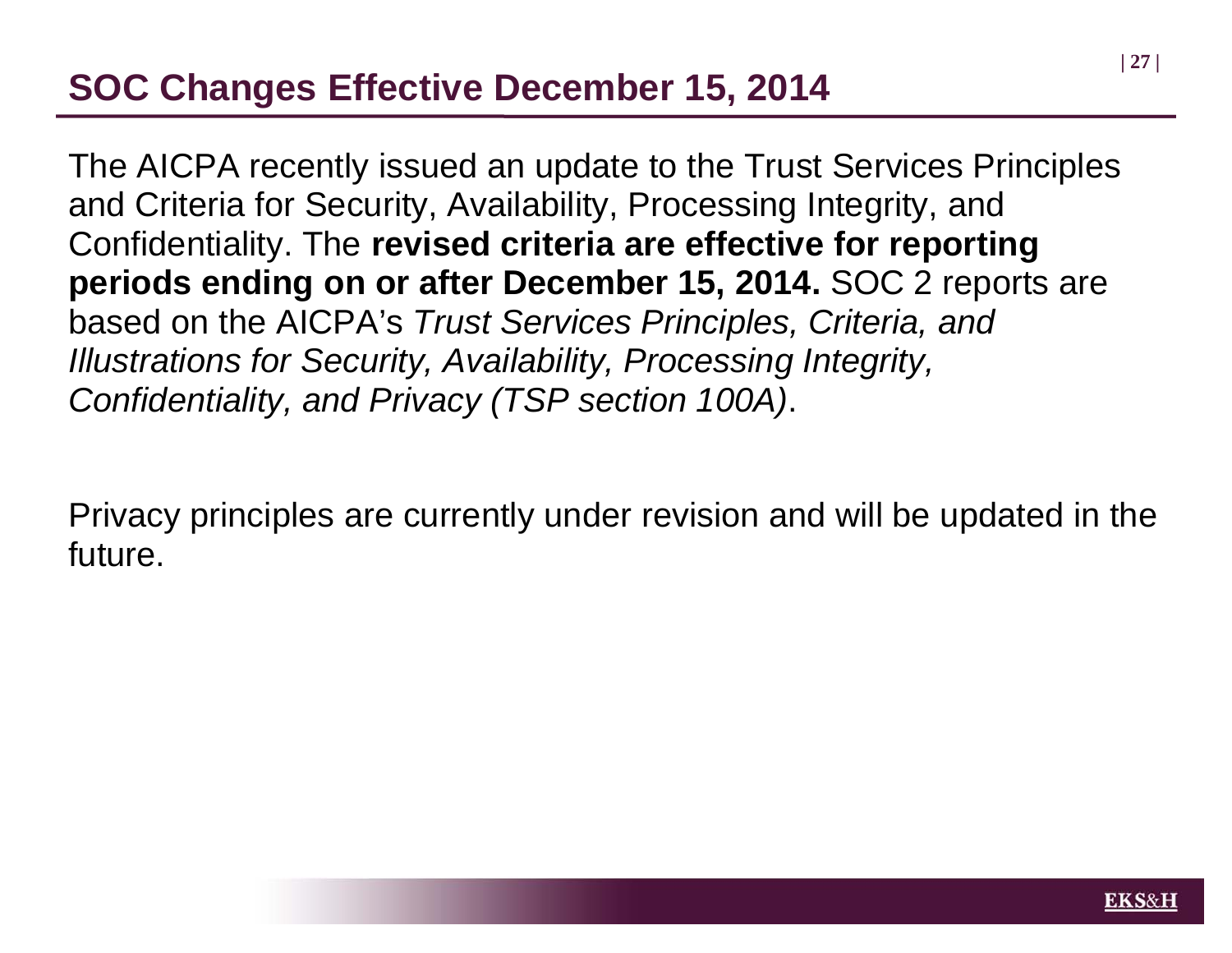# SOC Changes Effective December 15, 2014

The AICPA recently issued an update to the Trust Services Principles and Criteria for Security, Availability, Processing Integrity, and Confidentiality. The **revised criteria are effective for reporting periods ending on or after December 15, 2014.** SOC 2 reports are based on the AICPA's *Trust Services Principles, Criteria, and Illustrations for Security, Availability, Processing Integrity, Confidentiality, and Privacy (TSP section 100A)*.

Privacy principles are currently under revision and will be updated in the future.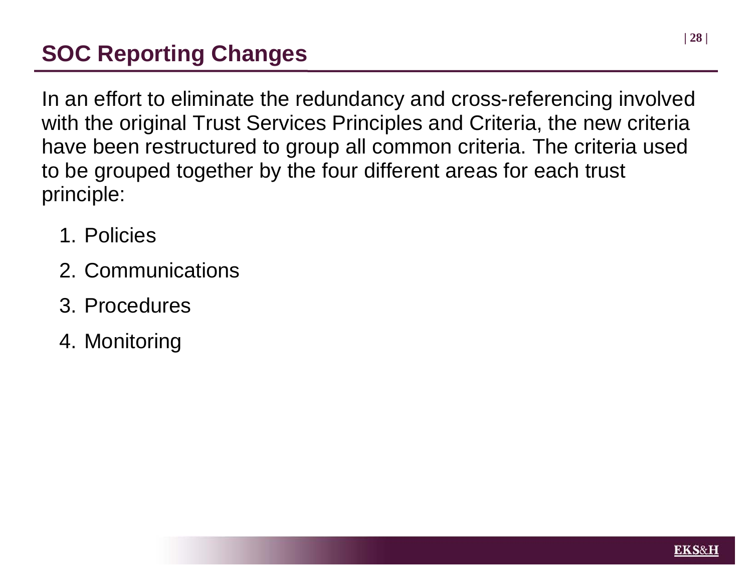# SOC Reporting Changes

In an effort to eliminate the redundancy and cross-referencing involved with the original Trust Services Principles and Criteria, the new criteria have been restructured to group all common criteria. The criteria used to be grouped together by the four different areas for each trust principle:

1. Policies
2. Communications
3. Procedures
4. Monitoring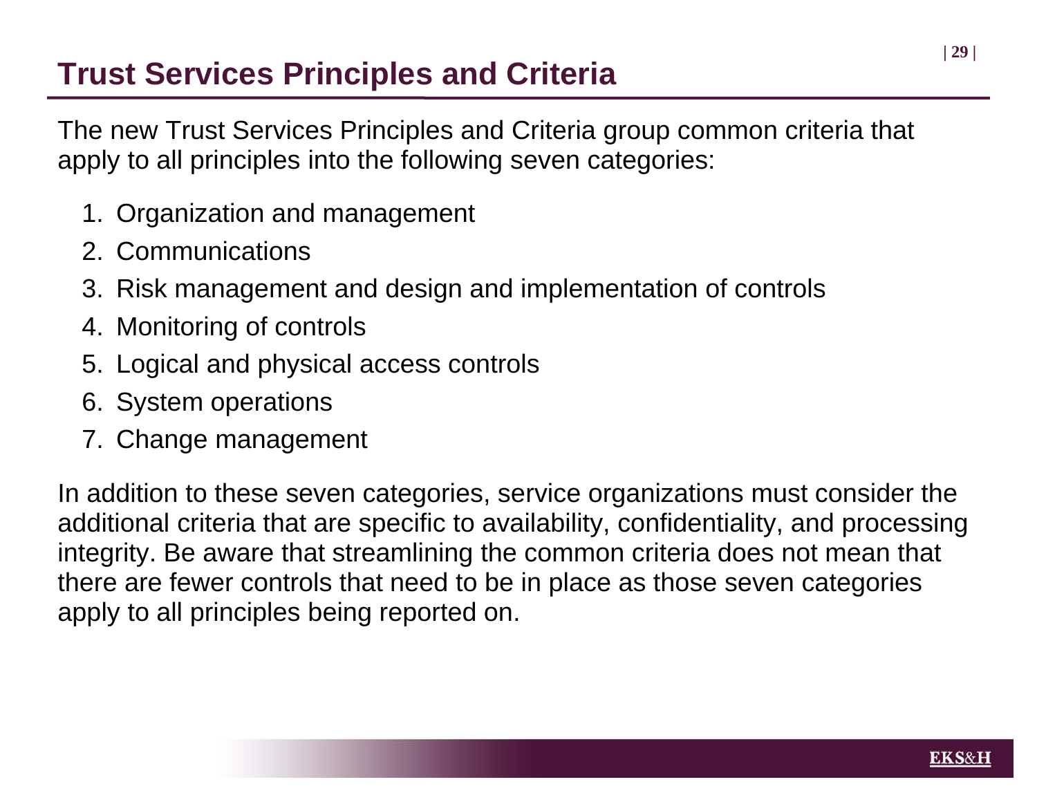# Trust Services Principles and Criteria

The new Trust Services Principles and Criteria group common criteria that apply to all principles into the following seven categories:

1. Organization and management
2. Communications
3. Risk management and design and implementation of controls
4. Monitoring of controls
5. Logical and physical access controls
6. System operations
7. Change management

In addition to these seven categories, service organizations must consider the additional criteria that are specific to availability, confidentiality, and processing integrity. Be aware that streamlining the common criteria does not mean that there are fewer controls that need to be in place as those seven categories apply to all principles being reported on.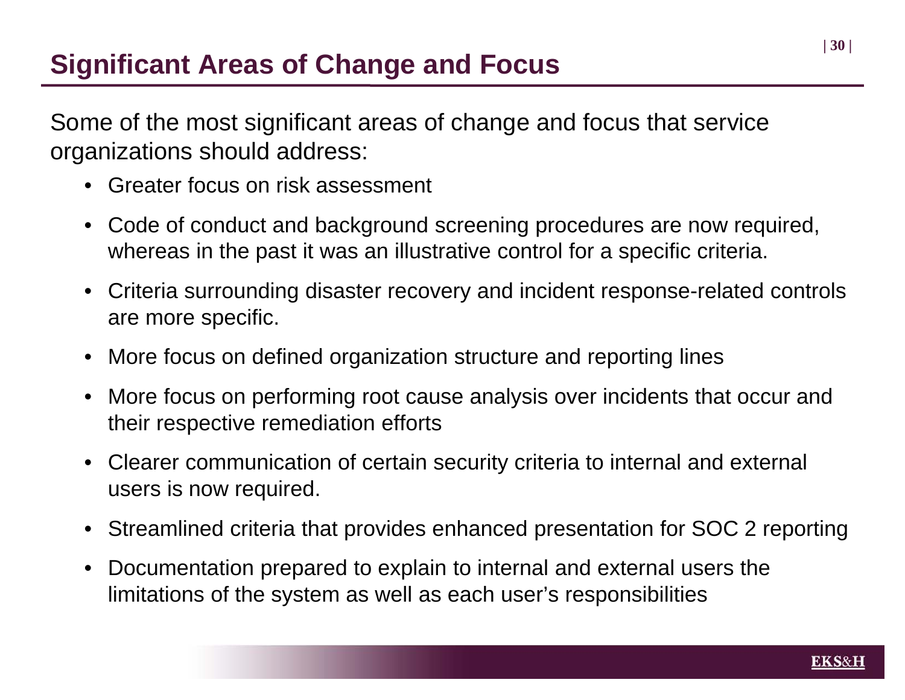# Significant Areas of Change and Focus

Some of the most significant areas of change and focus that service organizations should address:

- Greater focus on risk assessment
- Code of conduct and background screening procedures are now required, whereas in the past it was an illustrative control for a specific criteria.
- Criteria surrounding disaster recovery and incident response-related controls are more specific.
- More focus on defined organization structure and reporting lines
- More focus on performing root cause analysis over incidents that occur and their respective remediation efforts
- Clearer communication of certain security criteria to internal and external users is now required.
- Streamlined criteria that provides enhanced presentation for SOC 2 reporting
- Documentation prepared to explain to internal and external users the limitations of the system as well as each user's responsibilities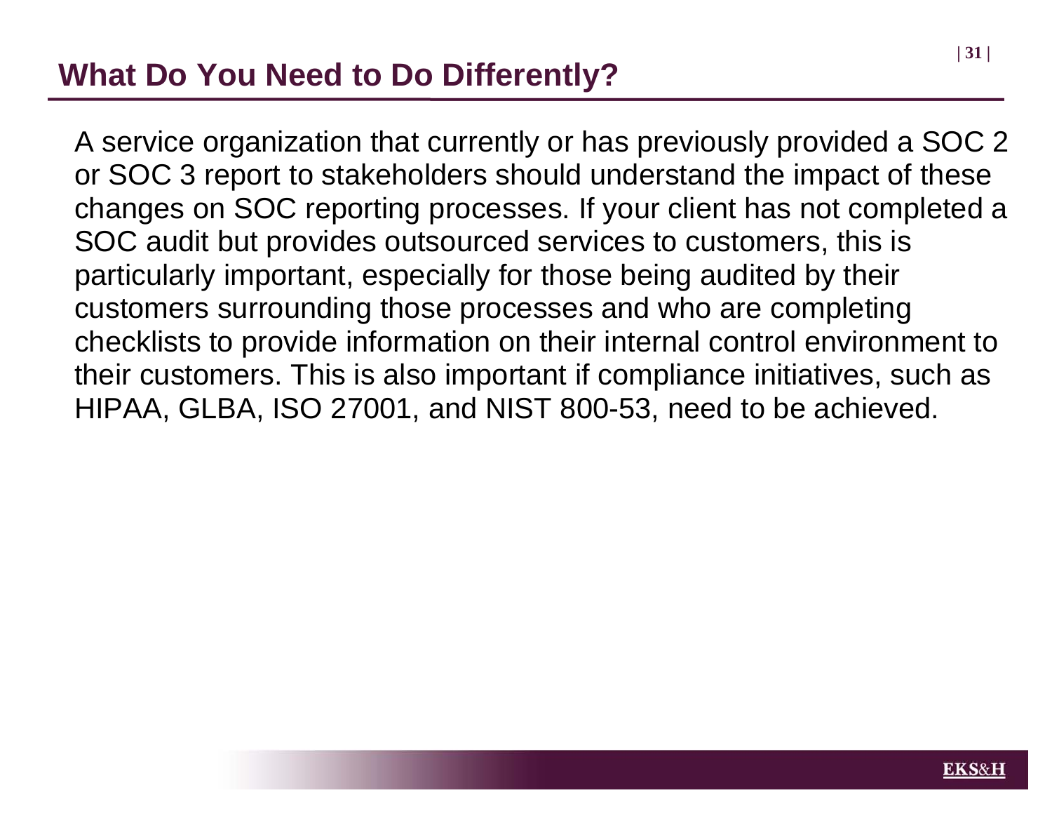## What Do You Need to Do Differently?

A service organization that currently or has previously provided a SOC 2 or SOC 3 report to stakeholders should understand the impact of these changes on SOC reporting processes. If your client has not completed a SOC audit but provides outsourced services to customers, this is particularly important, especially for those being audited by their customers surrounding those processes and who are completing checklists to provide information on their internal control environment to their customers. This is also important if compliance initiatives, such as HIPAA, GLBA, ISO 27001, and NIST 800-53, need to be achieved.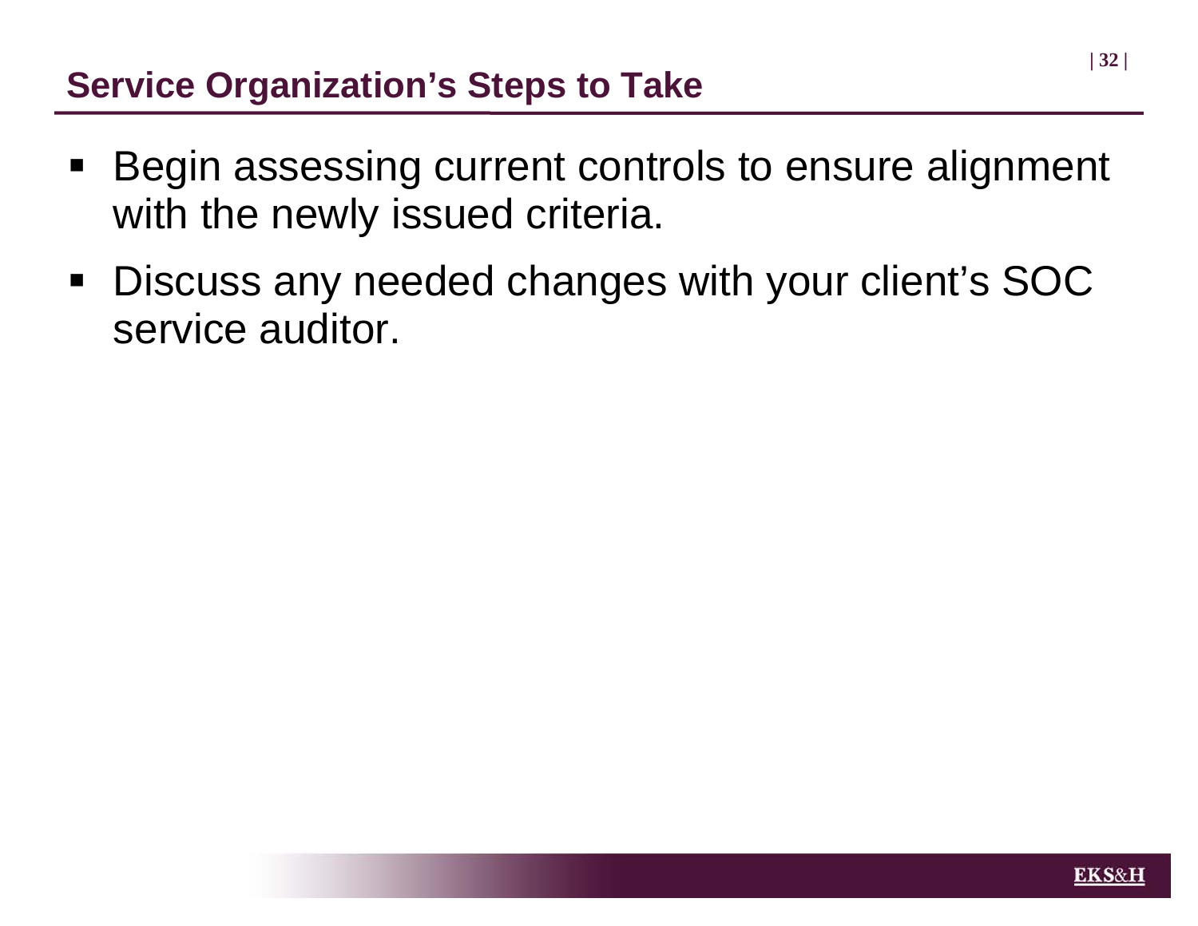## Service Organization's Steps to Take

- Begin assessing current controls to ensure alignment with the newly issued criteria.
- Discuss any needed changes with your client's SOC service auditor.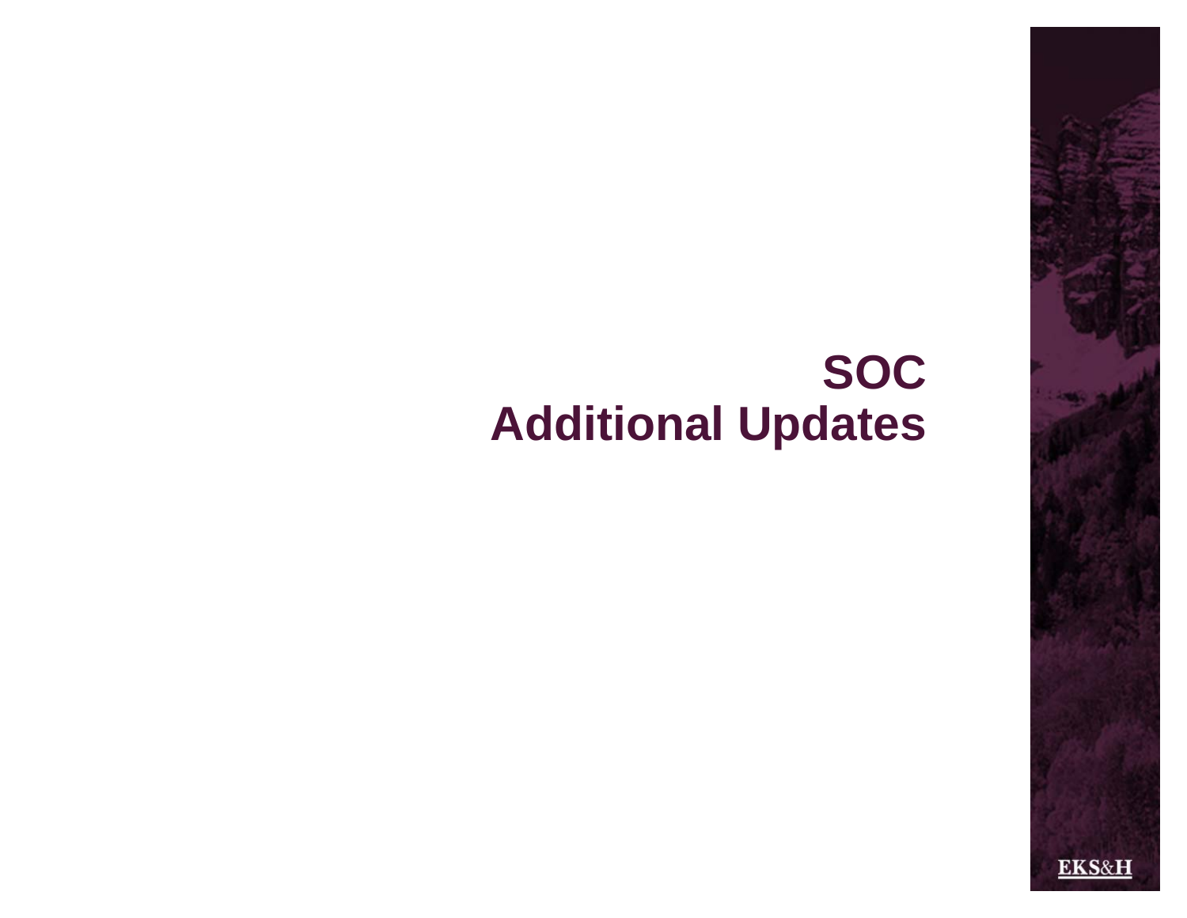# SOC
# Additional Updates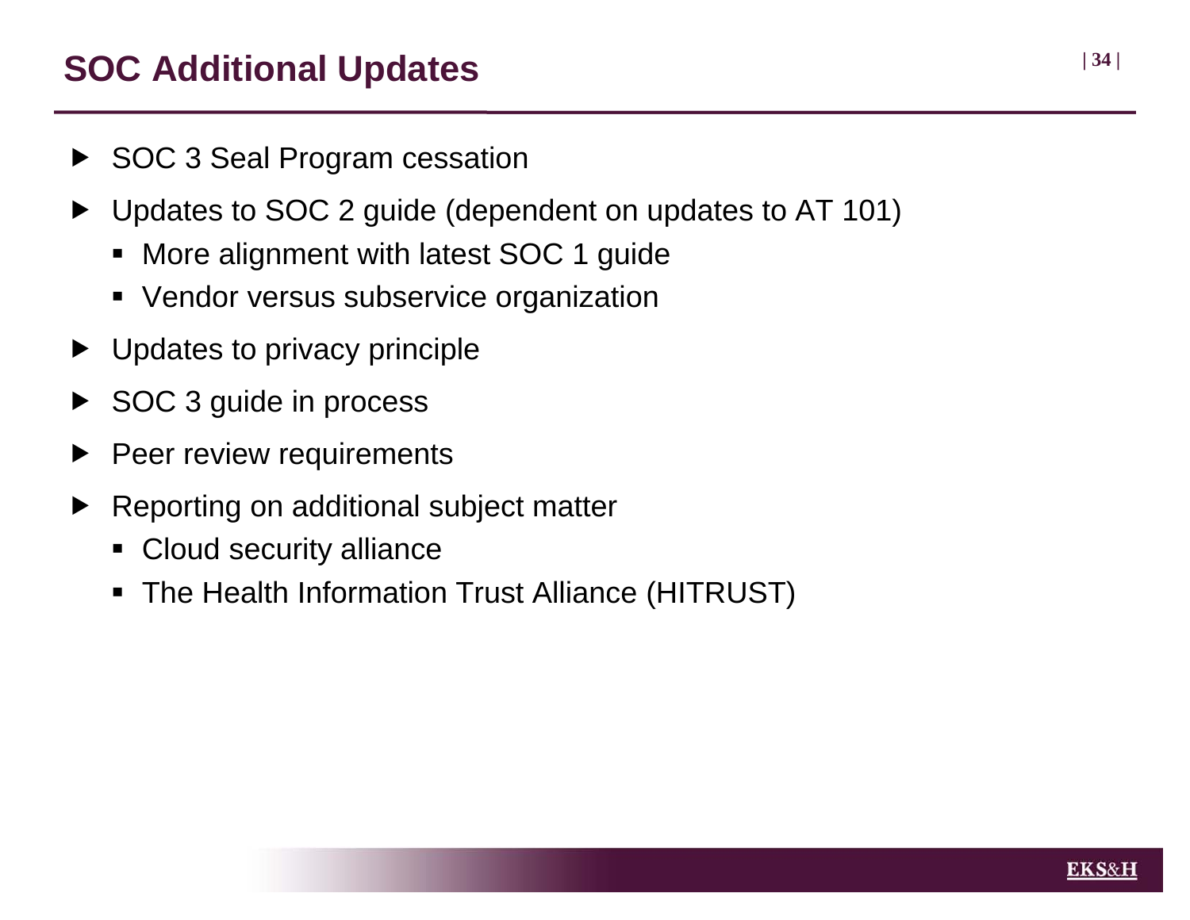# SOC Additional Updates

- SOC 3 Seal Program cessation
- Updates to SOC 2 guide (dependent on updates to AT 101)
  - More alignment with latest SOC 1 guide
  - Vendor versus subservice organization
- Updates to privacy principle
- SOC 3 guide in process
- Peer review requirements
- Reporting on additional subject matter
  - Cloud security alliance
  - The Health Information Trust Alliance (HITRUST)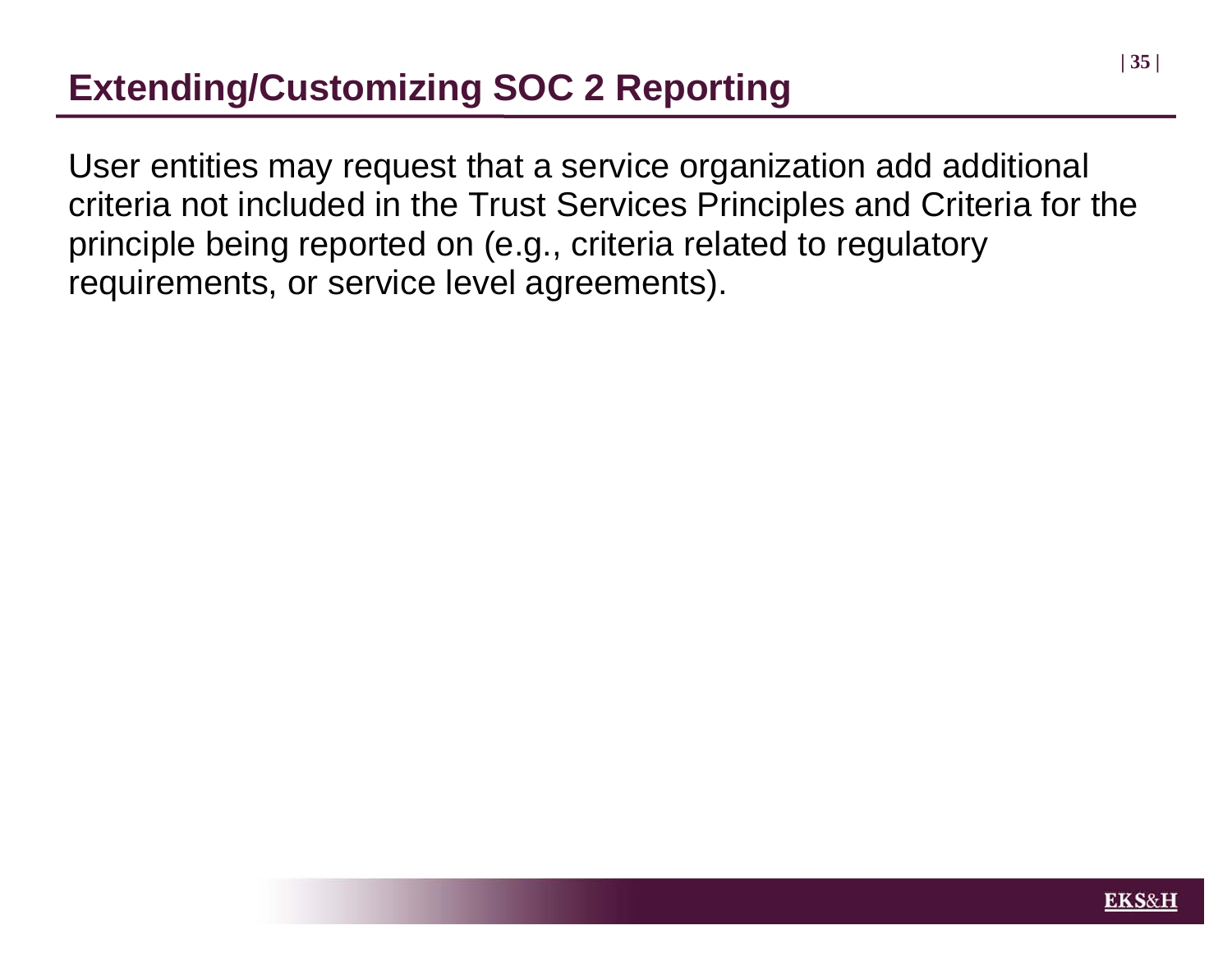# Extending/Customizing SOC 2 Reporting

User entities may request that a service organization add additional criteria not included in the Trust Services Principles and Criteria for the principle being reported on (e.g., criteria related to regulatory requirements, or service level agreements).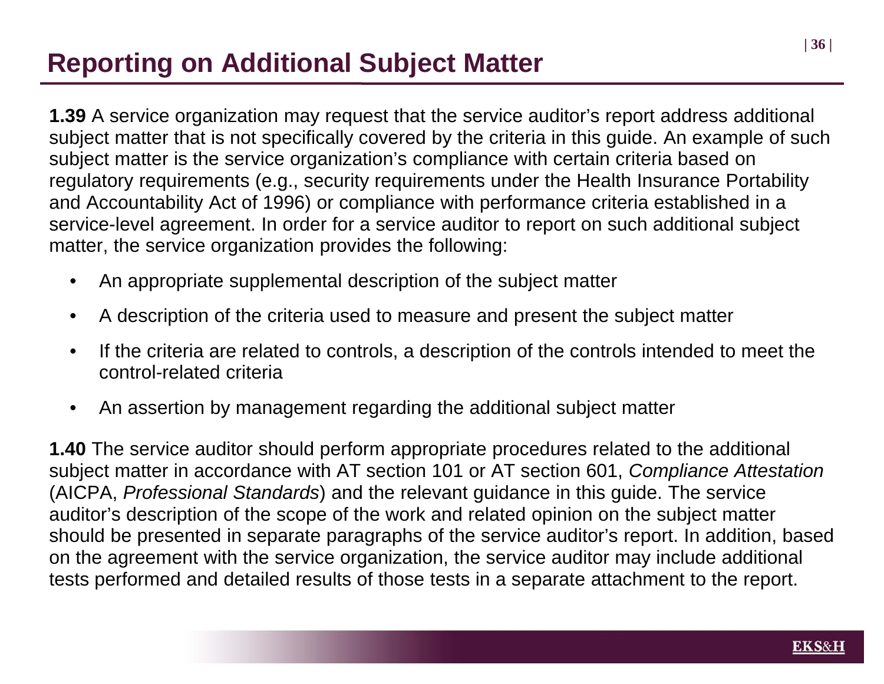# Reporting on Additional Subject Matter

**1.39** A service organization may request that the service auditor's report address additional subject matter that is not specifically covered by the criteria in this guide. An example of such subject matter is the service organization's compliance with certain criteria based on regulatory requirements (e.g., security requirements under the Health Insurance Portability and Accountability Act of 1996) or compliance with performance criteria established in a service-level agreement. In order for a service auditor to report on such additional subject matter, the service organization provides the following:

- An appropriate supplemental description of the subject matter
- A description of the criteria used to measure and present the subject matter
- If the criteria are related to controls, a description of the controls intended to meet the control-related criteria
- An assertion by management regarding the additional subject matter

**1.40** The service auditor should perform appropriate procedures related to the additional subject matter in accordance with AT section 101 or AT section 601, *Compliance Attestation* (AICPA, *Professional Standards*) and the relevant guidance in this guide. The service auditor's description of the scope of the work and related opinion on the subject matter should be presented in separate paragraphs of the service auditor's report. In addition, based on the agreement with the service organization, the service auditor may include additional tests performed and detailed results of those tests in a separate attachment to the report.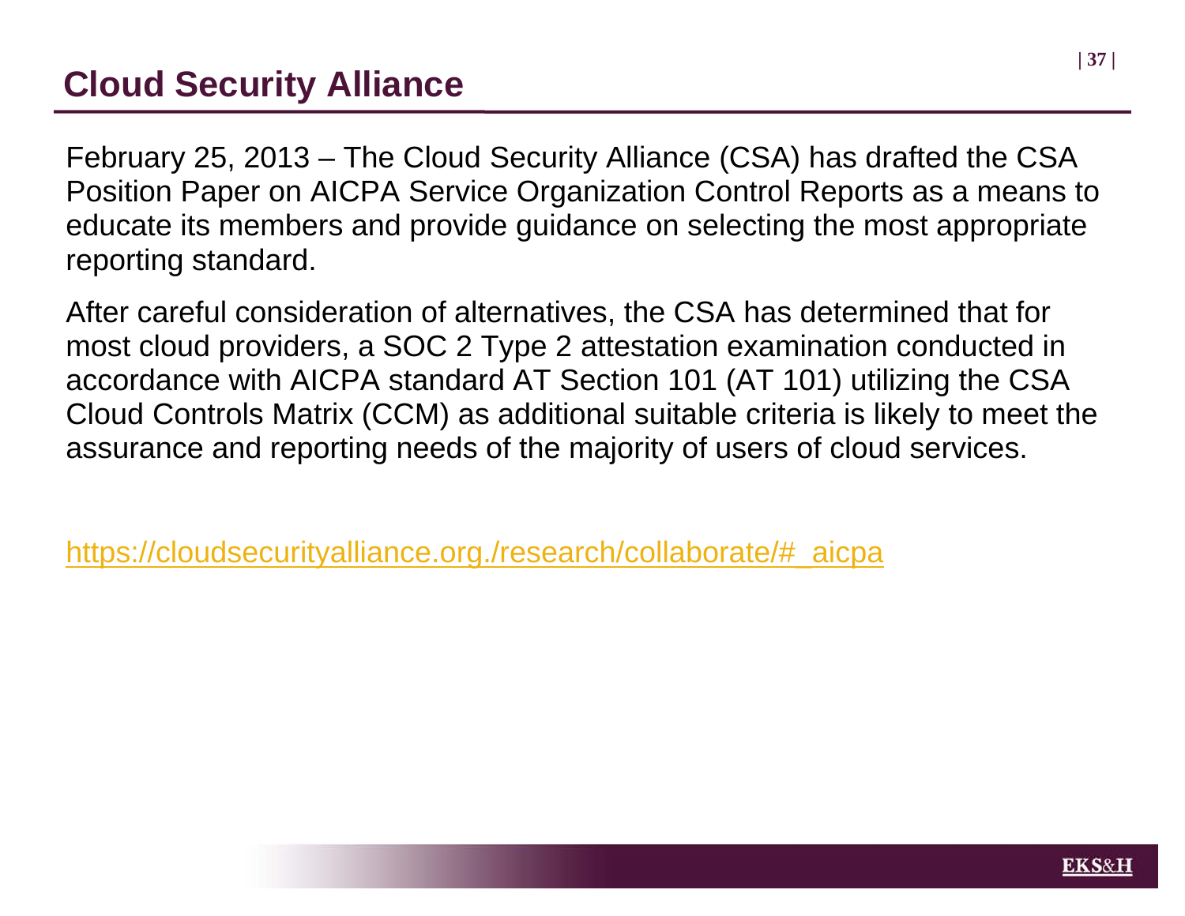# Cloud Security Alliance

February 25, 2013 – The Cloud Security Alliance (CSA) has drafted the CSA Position Paper on AICPA Service Organization Control Reports as a means to educate its members and provide guidance on selecting the most appropriate reporting standard.

After careful consideration of alternatives, the CSA has determined that for most cloud providers, a SOC 2 Type 2 attestation examination conducted in accordance with AICPA standard AT Section 101 (AT 101) utilizing the CSA Cloud Controls Matrix (CCM) as additional suitable criteria is likely to meet the assurance and reporting needs of the majority of users of cloud services.

https://cloudsecurityalliance.org./research/collaborate/#_aicpa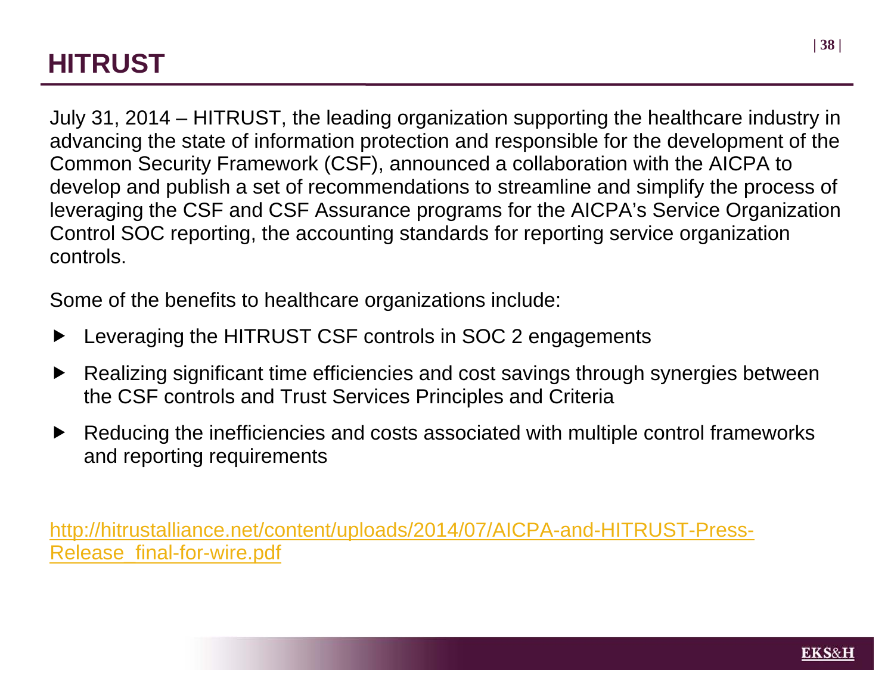# HITRUST

July 31, 2014 – HITRUST, the leading organization supporting the healthcare industry in advancing the state of information protection and responsible for the development of the Common Security Framework (CSF), announced a collaboration with the AICPA to develop and publish a set of recommendations to streamline and simplify the process of leveraging the CSF and CSF Assurance programs for the AICPA's Service Organization Control SOC reporting, the accounting standards for reporting service organization controls.

Some of the benefits to healthcare organizations include:

- Leveraging the HITRUST CSF controls in SOC 2 engagements
- Realizing significant time efficiencies and cost savings through synergies between the CSF controls and Trust Services Principles and Criteria
- Reducing the inefficiencies and costs associated with multiple control frameworks and reporting requirements

[http://hitrustalliance.net/content/uploads/2014/07/AICPA-and-HITRUST-Press-Release_final-for-wire.pdf](http://hitrustalliance.net/content/uploads/2014/07/AICPA-and-HITRUST-Press-Release_final-for-wire.pdf)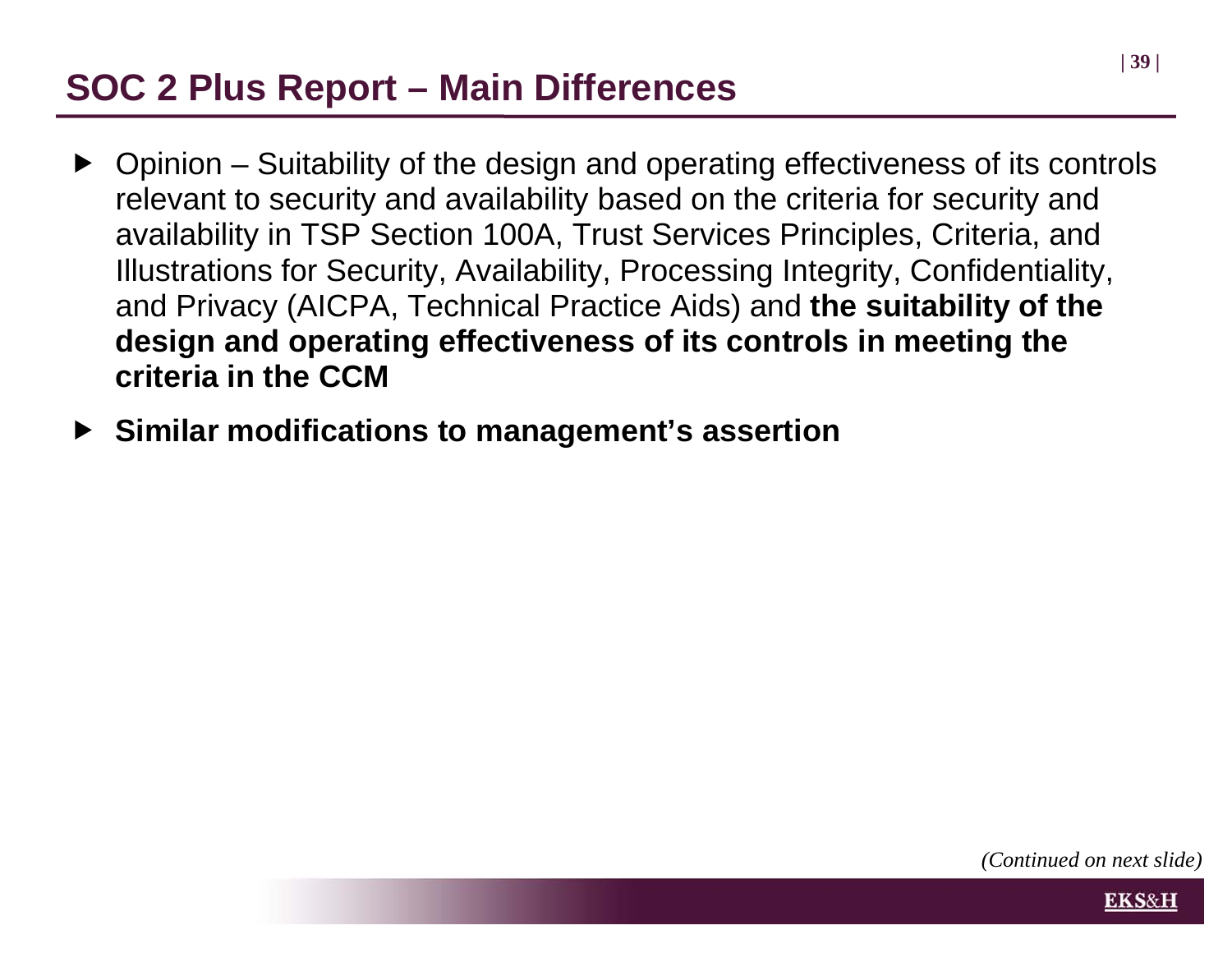# SOC 2 Plus Report – Main Differences

- Opinion – Suitability of the design and operating effectiveness of its controls relevant to security and availability based on the criteria for security and availability in TSP Section 100A, Trust Services Principles, Criteria, and Illustrations for Security, Availability, Processing Integrity, Confidentiality, and Privacy (AICPA, Technical Practice Aids) and **the suitability of the design and operating effectiveness of its controls in meeting the criteria in the CCM**
- **Similar modifications to management's assertion**

*(Continued on next slide)*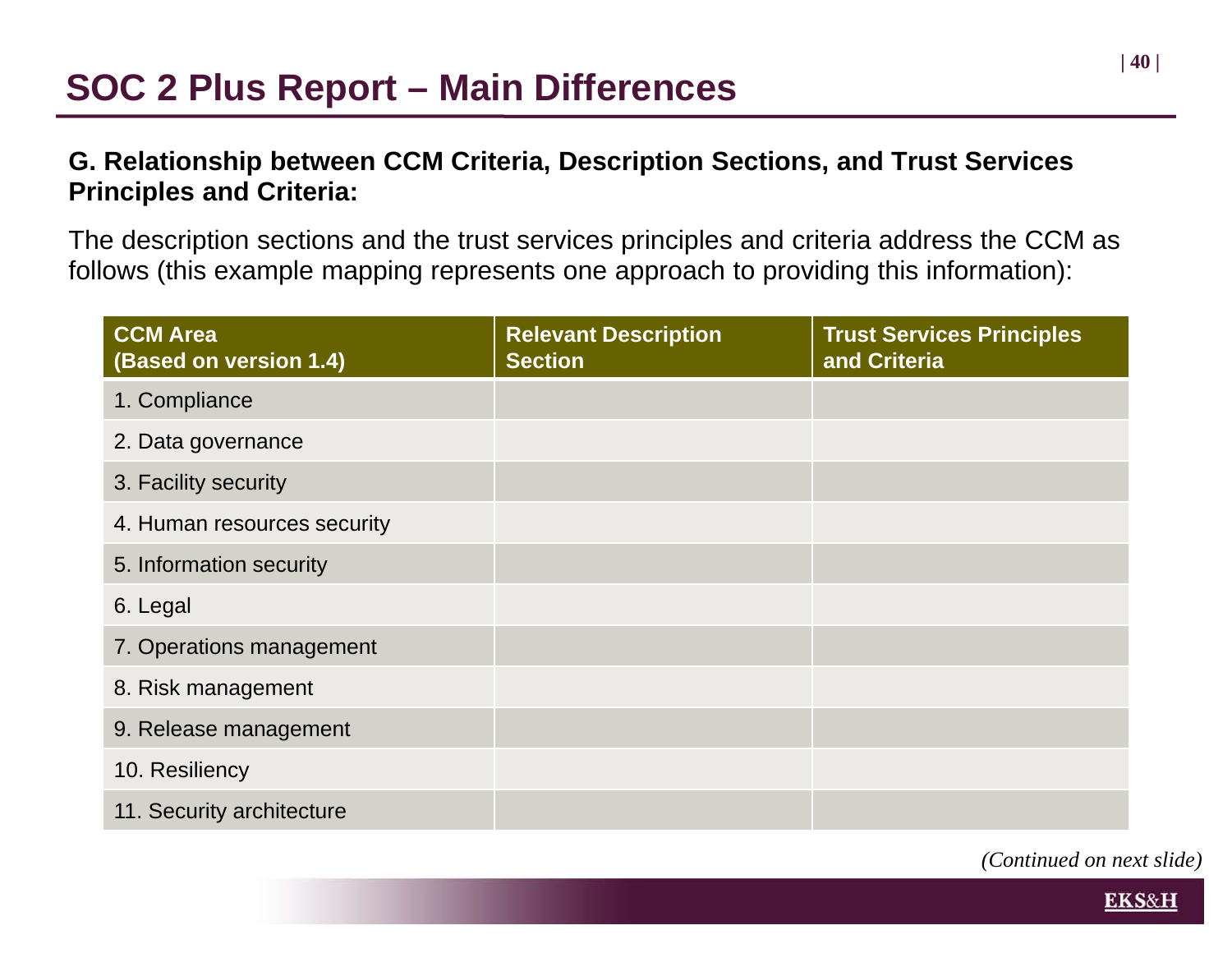# SOC 2 Plus Report – Main Differences

**G. Relationship between CCM Criteria, Description Sections, and Trust Services Principles and Criteria:**

The description sections and the trust services principles and criteria address the CCM as follows (this example mapping represents one approach to providing this information):

| CCM Area (Based on version 1.4) | Relevant Description Section | Trust Services Principles and Criteria |
|---|---|---|
| 1. Compliance | | |
| 2. Data governance | | |
| 3. Facility security | | |
| 4. Human resources security | | |
| 5. Information security | | |
| 6. Legal | | |
| 7. Operations management | | |
| 8. Risk management | | |
| 9. Release management | | |
| 10. Resiliency | | |
| 11. Security architecture | | |

*(Continued on next slide)*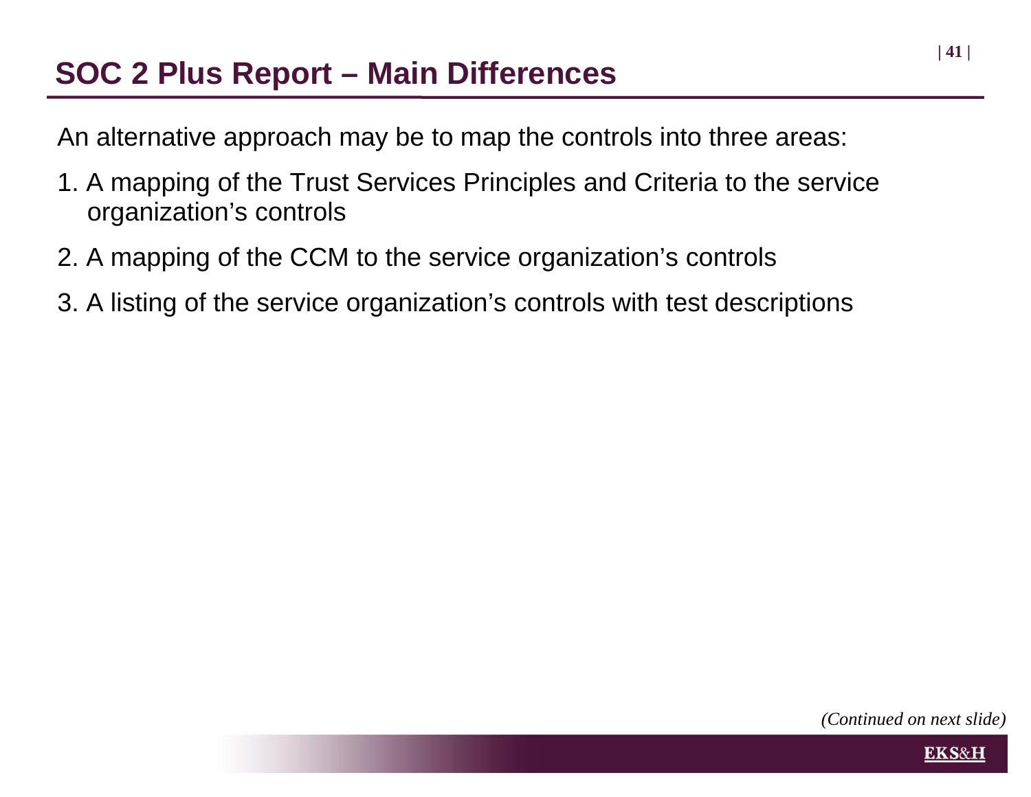# SOC 2 Plus Report – Main Differences

An alternative approach may be to map the controls into three areas:

1. A mapping of the Trust Services Principles and Criteria to the service organization's controls
2. A mapping of the CCM to the service organization's controls
3. A listing of the service organization's controls with test descriptions

*(Continued on next slide)*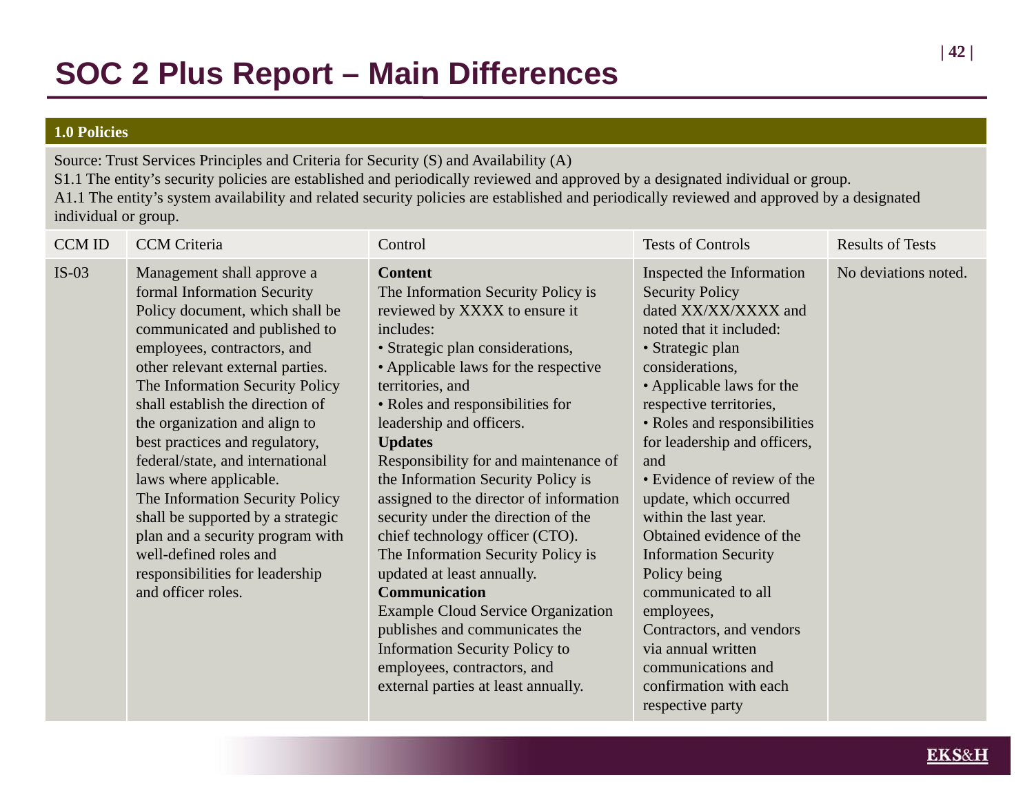# SOC 2 Plus Report – Main Differences

**1.0 Policies**

Source: Trust Services Principles and Criteria for Security (S) and Availability (A)
S1.1 The entity's security policies are established and periodically reviewed and approved by a designated individual or group.
A1.1 The entity's system availability and related security policies are established and periodically reviewed and approved by a designated individual or group.

| CCM ID | CCM Criteria | Control | Tests of Controls | Results of Tests |
|---|---|---|---|---|
| IS-03 | Management shall approve a formal Information Security Policy document, which shall be communicated and published to employees, contractors, and other relevant external parties. The Information Security Policy shall establish the direction of the organization and align to best practices and regulatory, federal/state, and international laws where applicable. The Information Security Policy shall be supported by a strategic plan and a security program with well-defined roles and responsibilities for leadership and officer roles. | **Content** The Information Security Policy is reviewed by XXXX to ensure it includes: • Strategic plan considerations, • Applicable laws for the respective territories, and • Roles and responsibilities for leadership and officers. **Updates** Responsibility for and maintenance of the Information Security Policy is assigned to the director of information security under the direction of the chief technology officer (CTO). The Information Security Policy is updated at least annually. **Communication** Example Cloud Service Organization publishes and communicates the Information Security Policy to employees, contractors, and external parties at least annually. | Inspected the Information Security Policy dated XX/XX/XXXX and noted that it included: • Strategic plan considerations, • Applicable laws for the respective territories, • Roles and responsibilities for leadership and officers, and • Evidence of review of the update, which occurred within the last year. Obtained evidence of the Information Security Policy being communicated to all employees, Contractors, and vendors via annual written communications and confirmation with each respective party | No deviations noted. |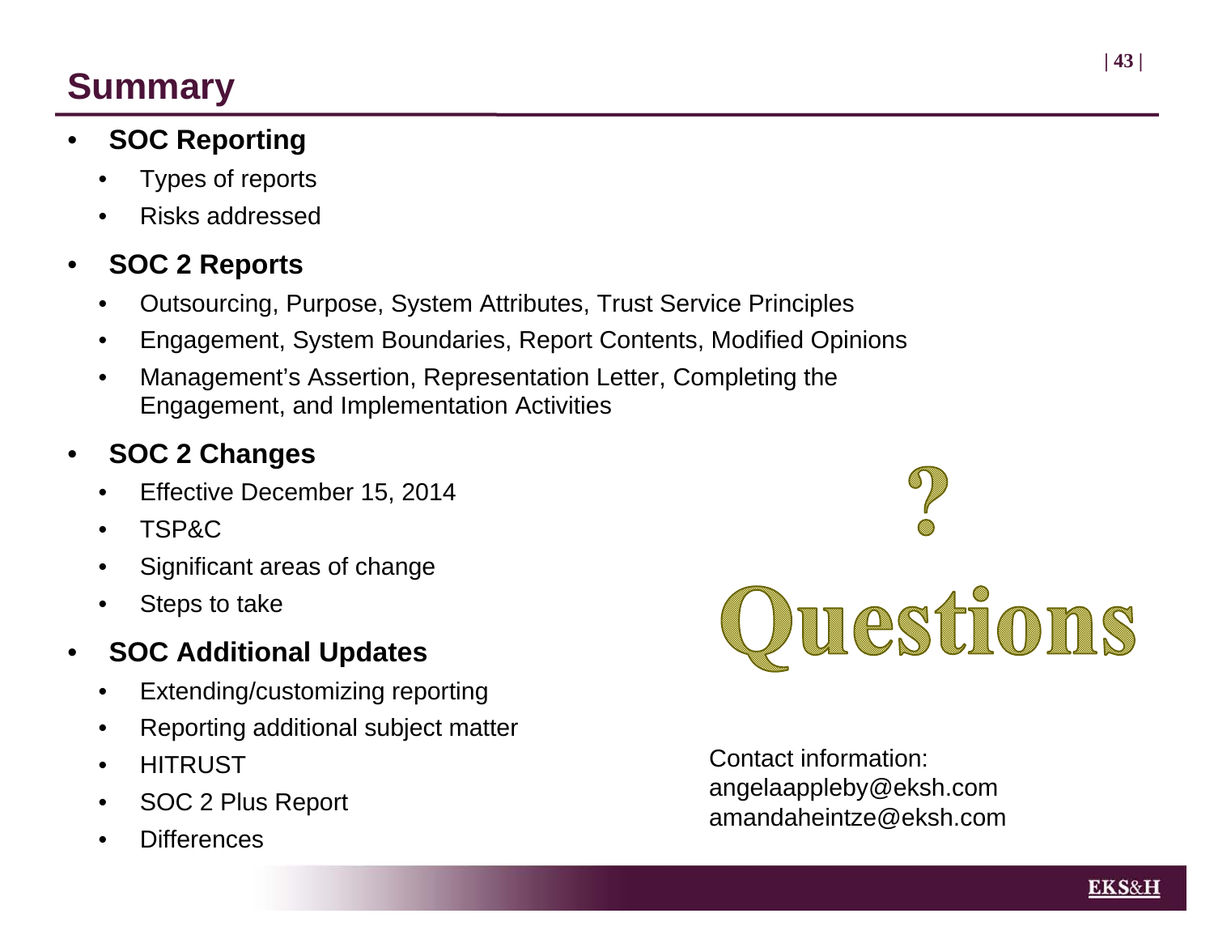# Summary

- **SOC Reporting**
  - Types of reports
  - Risks addressed
- **SOC 2 Reports**
  - Outsourcing, Purpose, System Attributes, Trust Service Principles
  - Engagement, System Boundaries, Report Contents, Modified Opinions
  - Management's Assertion, Representation Letter, Completing the Engagement, and Implementation Activities
- **SOC 2 Changes**
  - Effective December 15, 2014
  - TSP&C
  - Significant areas of change
  - Steps to take
- **SOC Additional Updates**
  - Extending/customizing reporting
  - Reporting additional subject matter
  - HITRUST
  - SOC 2 Plus Report
  - Differences

?

Questions

Contact information:
angelaappleby@eksh.com
amandaheintze@eksh.com